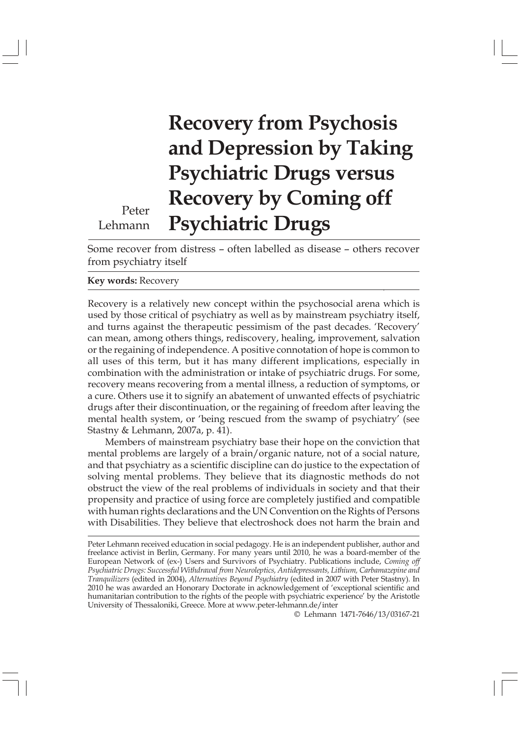Peter Lehmann

# Recovery from Psychosis and Depression by Taking Psychiatric Drugs versus Recovery by Coming off Psychiatric Drugs

Some recover from distress – often labelled as disease – others recover from psychiatry itself

**Key words:** Recovery

Recovery is a relatively new concept within the psychosocial arena which is used by those critical of psychiatry as well as by mainstream psychiatry itself, and turns against the therapeutic pessimism of the past decades. 'Recovery' can mean, among others things, rediscovery, healing, improvement, salvation or the regaining of independence. A positive connotation of hope is common to all uses of this term, but it has many different implications, especially in combination with the administration or intake of psychiatric drugs. For some, recovery means recovering from a mental illness, a reduction of symptoms, or a cure. Others use it to signify an abatement of unwanted effects of psychiatric drugs after their discontinuation, or the regaining of freedom after leaving the mental health system, or 'being rescued from the swamp of psychiatry' (see Stastny & Lehmann, 2007a, p. 41).

Members of mainstream psychiatry base their hope on the conviction that mental problems are largely of a brain/organic nature, not of a social nature, and that psychiatry as a scientific discipline can do justice to the expectation of solving mental problems. They believe that its diagnostic methods do not obstruct the view of the real problems of individuals in society and that their propensity and practice of using force are completely justified and compatible with human rights declarations and the UN Convention on the Rights of Persons with Disabilities. They believe that electroshock does not harm the brain and

---

Peter Lehmann received education in social pedagogy. He is an independent publisher, author and freelance activist in Berlin, Germany. For many years until 2010, he was a board-member of the European Network of (ex-) Users and Survivors of Psychiatry. Publications include, *Coming off Psychiatric Drugs: Successful Withdrawal from Neuroleptics, Antidepressants, Lithium, Carbamazepine and Tranquilizers* (edited in 2004), *Alternatives Beyond Psychiatry* (edited in 2007 with Peter Stastny). In 2010 he was awarded an Honorary Doctorate in acknowledgement of 'exceptional scientific and humanitarian contribution to the rights of the people with psychiatric experience' by the Aristotle University of Thessaloniki, Greece. More at www.peter-lehmann.de/inter

© Lehmann 1471-7646/13/03167-21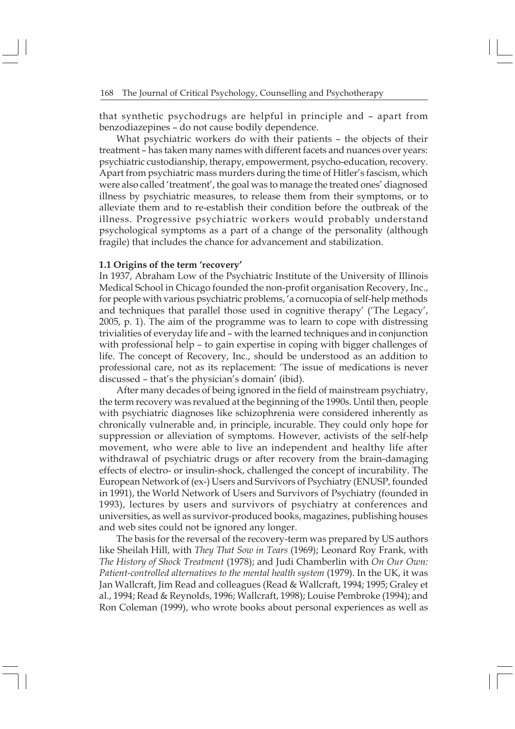that synthetic psychodrugs are helpful in principle and – apart from benzodiazepines – do not cause bodily dependence.

What psychiatric workers do with their patients – the objects of their treatment – has taken many names with different facets and nuances over years: psychiatric custodianship, therapy, empowerment, psycho-education, recovery. Apart from psychiatric mass murders during the time of Hitler's fascism, which were also called 'treatment', the goal was to manage the treated ones' diagnosed illness by psychiatric measures, to release them from their symptoms, or to alleviate them and to re-establish their condition before the outbreak of the illness. Progressive psychiatric workers would probably understand psychological symptoms as a part of a change of the personality (although fragile) that includes the chance for advancement and stabilization.

### 1.1 Origins of the term 'recovery'

In 1937, Abraham Low of the Psychiatric Institute of the University of Illinois Medical School in Chicago founded the non-profit organisation Recovery, Inc., for people with various psychiatric problems, 'a cornucopia of self-help methods and techniques that parallel those used in cognitive therapy' ('The Legacy', 2005, p. 1). The aim of the programme was to learn to cope with distressing trivialities of everyday life and – with the learned techniques and in conjunction with professional help – to gain expertise in coping with bigger challenges of life. The concept of Recovery, Inc., should be understood as an addition to professional care, not as its replacement: 'The issue of medications is never discussed – that's the physician's domain' (ibid).

After many decades of being ignored in the field of mainstream psychiatry, the term recovery was revalued at the beginning of the 1990s. Until then, people with psychiatric diagnoses like schizophrenia were considered inherently as chronically vulnerable and, in principle, incurable. They could only hope for suppression or alleviation of symptoms. However, activists of the self-help movement, who were able to live an independent and healthy life after withdrawal of psychiatric drugs or after recovery from the brain-damaging effects of electro- or insulin-shock, challenged the concept of incurability. The European Network of (ex-) Users and Survivors of Psychiatry (ENUSP, founded in 1991), the World Network of Users and Survivors of Psychiatry (founded in 1993), lectures by users and survivors of psychiatry at conferences and universities, as well as survivor-produced books, magazines, publishing houses and web sites could not be ignored any longer.

The basis for the reversal of the recovery-term was prepared by US authors like Sheilah Hill, with *They That Sow in Tears* (1969); Leonard Roy Frank, with *The History of Shock Treatment* (1978); and Judi Chamberlin with *On Our Own: Patient-controlled alternatives to the mental health system* (1979). In the UK, it was Jan Wallcraft, Jim Read and colleagues (Read & Wallcraft, 1994; 1995; Graley et al., 1994; Read & Reynolds, 1996; Wallcraft, 1998); Louise Pembroke (1994); and Ron Coleman (1999), who wrote books about personal experiences as well as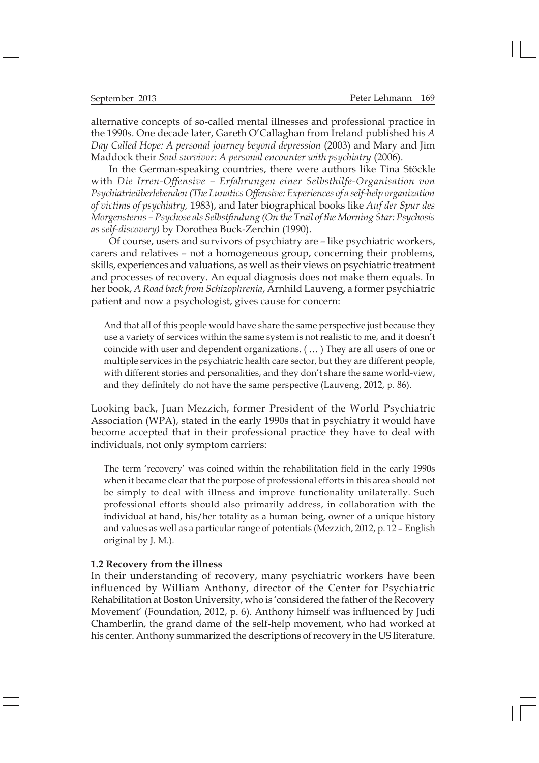alternative concepts of so-called mental illnesses and professional practice in the 1990s. One decade later, Gareth O'Callaghan from Ireland published his *A Day Called Hope: A personal journey beyond depression* (2003) and Mary and Jim Maddock their *Soul survivor: A personal encounter with psychiatry* (2006).

In the German-speaking countries, there were authors like Tina Stöckle with *Die Irren-Offensive – Erfahrungen einer Selbsthilfe-Organisation von Psychiatrieüberlebenden (The Lunatics Offensive: Experiences of a self-help organization of victims of psychiatry,* 1983), and later biographical books like *Auf der Spur des Morgensterns – Psychose als Selbstfindung (On the Trail of the Morning Star: Psychosis as self-discovery)* by Dorothea Buck-Zerchin (1990).

Of course, users and survivors of psychiatry are – like psychiatric workers, carers and relatives – not a homogeneous group, concerning their problems, skills, experiences and valuations, as well as their views on psychiatric treatment and processes of recovery. An equal diagnosis does not make them equals. In her book, *A Road back from Schizophrenia*, Arnhild Lauveng, a former psychiatric patient and now a psychologist, gives cause for concern:

> And that all of this people would have share the same perspective just because they use a variety of services within the same system is not realistic to me, and it doesn't coincide with user and dependent organizations. ( … ) They are all users of one or multiple services in the psychiatric health care sector, but they are different people, with different stories and personalities, and they don't share the same world-view, and they definitely do not have the same perspective (Lauveng, 2012, p. 86).

Looking back, Juan Mezzich, former President of the World Psychiatric Association (WPA), stated in the early 1990s that in psychiatry it would have become accepted that in their professional practice they have to deal with individuals, not only symptom carriers:

> The term 'recovery' was coined within the rehabilitation field in the early 1990s when it became clear that the purpose of professional efforts in this area should not be simply to deal with illness and improve functionality unilaterally. Such professional efforts should also primarily address, in collaboration with the individual at hand, his/her totality as a human being, owner of a unique history and values as well as a particular range of potentials (Mezzich, 2012, p. 12 – English original by J. M.).

**1.2 Recovery from the illness**

In their understanding of recovery, many psychiatric workers have been influenced by William Anthony, director of the Center for Psychiatric Rehabilitation at Boston University, who is 'considered the father of the Recovery Movement' (Foundation, 2012, p. 6). Anthony himself was influenced by Judi Chamberlin, the grand dame of the self-help movement, who had worked at his center. Anthony summarized the descriptions of recovery in the US literature.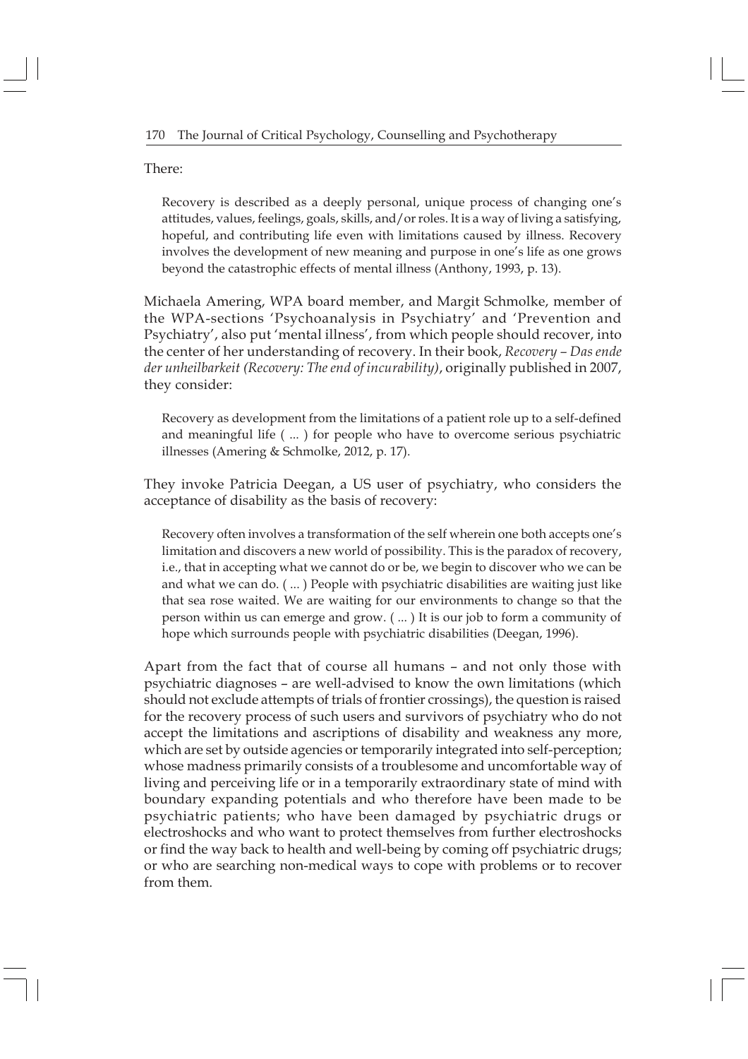There:

> Recovery is described as a deeply personal, unique process of changing one's attitudes, values, feelings, goals, skills, and/or roles. It is a way of living a satisfying, hopeful, and contributing life even with limitations caused by illness. Recovery involves the development of new meaning and purpose in one's life as one grows beyond the catastrophic effects of mental illness (Anthony, 1993, p. 13).

Michaela Amering, WPA board member, and Margit Schmolke, member of the WPA-sections 'Psychoanalysis in Psychiatry' and 'Prevention and Psychiatry', also put 'mental illness', from which people should recover, into the center of her understanding of recovery. In their book, *Recovery – Das ende der unheilbarkeit (Recovery: The end of incurability)*, originally published in 2007, they consider:

> Recovery as development from the limitations of a patient role up to a self-defined and meaningful life ( ... ) for people who have to overcome serious psychiatric illnesses (Amering & Schmolke, 2012, p. 17).

They invoke Patricia Deegan, a US user of psychiatry, who considers the acceptance of disability as the basis of recovery:

> Recovery often involves a transformation of the self wherein one both accepts one's limitation and discovers a new world of possibility. This is the paradox of recovery, i.e., that in accepting what we cannot do or be, we begin to discover who we can be and what we can do. ( ... ) People with psychiatric disabilities are waiting just like that sea rose waited. We are waiting for our environments to change so that the person within us can emerge and grow. ( ... ) It is our job to form a community of hope which surrounds people with psychiatric disabilities (Deegan, 1996).

Apart from the fact that of course all humans – and not only those with psychiatric diagnoses – are well-advised to know the own limitations (which should not exclude attempts of trials of frontier crossings), the question is raised for the recovery process of such users and survivors of psychiatry who do not accept the limitations and ascriptions of disability and weakness any more, which are set by outside agencies or temporarily integrated into self-perception; whose madness primarily consists of a troublesome and uncomfortable way of living and perceiving life or in a temporarily extraordinary state of mind with boundary expanding potentials and who therefore have been made to be psychiatric patients; who have been damaged by psychiatric drugs or electroshocks and who want to protect themselves from further electroshocks or find the way back to health and well-being by coming off psychiatric drugs; or who are searching non-medical ways to cope with problems or to recover from them.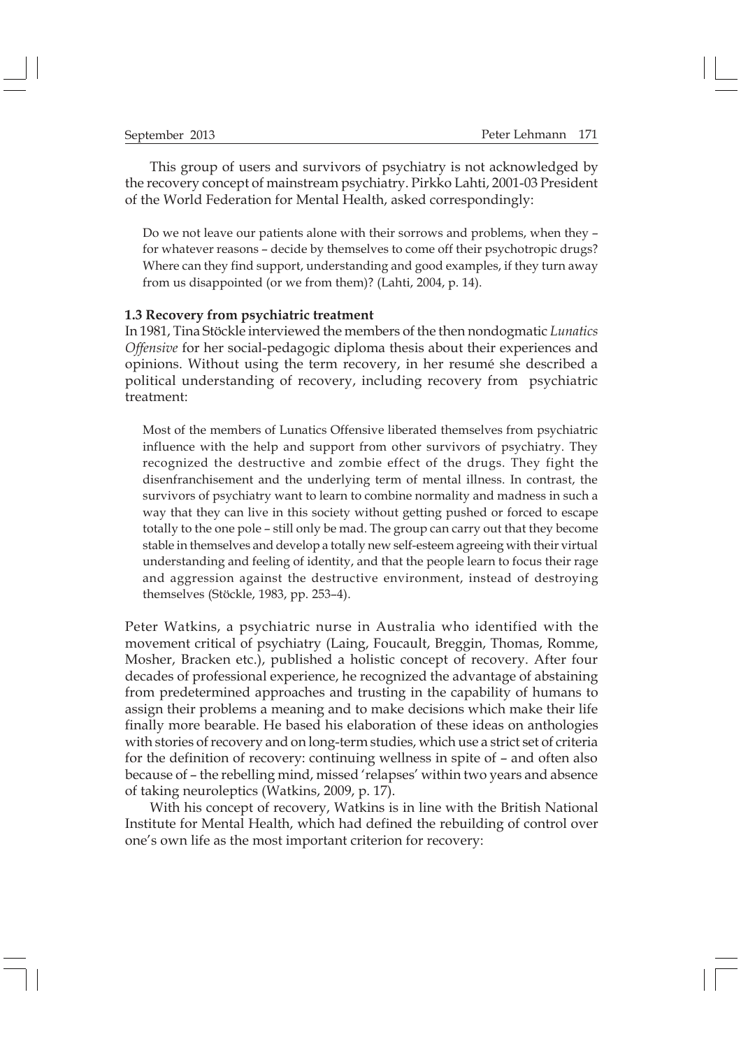This group of users and survivors of psychiatry is not acknowledged by the recovery concept of mainstream psychiatry. Pirkko Lahti, 2001-03 President of the World Federation for Mental Health, asked correspondingly:

> Do we not leave our patients alone with their sorrows and problems, when they – for whatever reasons – decide by themselves to come off their psychotropic drugs? Where can they find support, understanding and good examples, if they turn away from us disappointed (or we from them)? (Lahti, 2004, p. 14).

**1.3 Recovery from psychiatric treatment**

In 1981, Tina Stöckle interviewed the members of the then nondogmatic *Lunatics Offensive* for her social-pedagogic diploma thesis about their experiences and opinions. Without using the term recovery, in her resumé she described a political understanding of recovery, including recovery from psychiatric treatment:

> Most of the members of Lunatics Offensive liberated themselves from psychiatric influence with the help and support from other survivors of psychiatry. They recognized the destructive and zombie effect of the drugs. They fight the disenfranchisement and the underlying term of mental illness. In contrast, the survivors of psychiatry want to learn to combine normality and madness in such a way that they can live in this society without getting pushed or forced to escape totally to the one pole – still only be mad. The group can carry out that they become stable in themselves and develop a totally new self-esteem agreeing with their virtual understanding and feeling of identity, and that the people learn to focus their rage and aggression against the destructive environment, instead of destroying themselves (Stöckle, 1983, pp. 253–4).

Peter Watkins, a psychiatric nurse in Australia who identified with the movement critical of psychiatry (Laing, Foucault, Breggin, Thomas, Romme, Mosher, Bracken etc.), published a holistic concept of recovery. After four decades of professional experience, he recognized the advantage of abstaining from predetermined approaches and trusting in the capability of humans to assign their problems a meaning and to make decisions which make their life finally more bearable. He based his elaboration of these ideas on anthologies with stories of recovery and on long-term studies, which use a strict set of criteria for the definition of recovery: continuing wellness in spite of – and often also because of – the rebelling mind, missed 'relapses' within two years and absence of taking neuroleptics (Watkins, 2009, p. 17).

With his concept of recovery, Watkins is in line with the British National Institute for Mental Health, which had defined the rebuilding of control over one's own life as the most important criterion for recovery: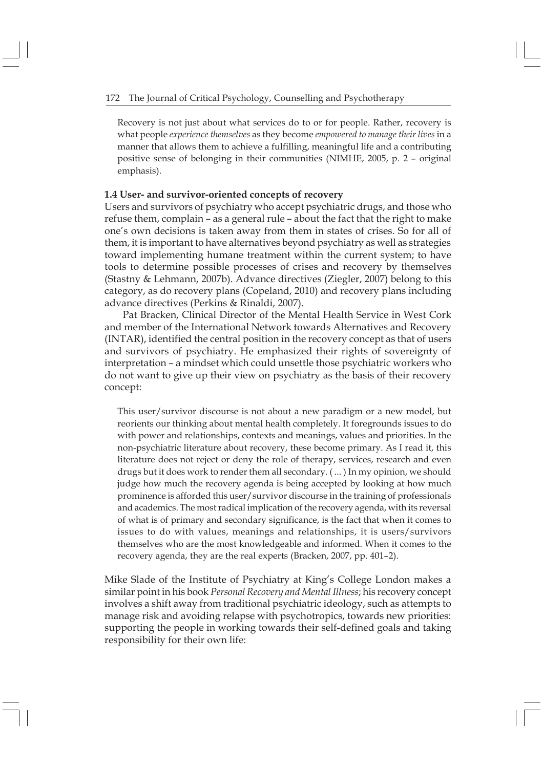> Recovery is not just about what services do to or for people. Rather, recovery is what people *experience themselves* as they become *empowered to manage their lives* in a manner that allows them to achieve a fulfilling, meaningful life and a contributing positive sense of belonging in their communities (NIMHE, 2005, p. 2 – original emphasis).

### 1.4 User- and survivor-oriented concepts of recovery

Users and survivors of psychiatry who accept psychiatric drugs, and those who refuse them, complain – as a general rule – about the fact that the right to make one's own decisions is taken away from them in states of crises. So for all of them, it is important to have alternatives beyond psychiatry as well as strategies toward implementing humane treatment within the current system; to have tools to determine possible processes of crises and recovery by themselves (Stastny & Lehmann, 2007b). Advance directives (Ziegler, 2007) belong to this category, as do recovery plans (Copeland, 2010) and recovery plans including advance directives (Perkins & Rinaldi, 2007).

Pat Bracken, Clinical Director of the Mental Health Service in West Cork and member of the International Network towards Alternatives and Recovery (INTAR), identified the central position in the recovery concept as that of users and survivors of psychiatry. He emphasized their rights of sovereignty of interpretation – a mindset which could unsettle those psychiatric workers who do not want to give up their view on psychiatry as the basis of their recovery concept:

> This user/survivor discourse is not about a new paradigm or a new model, but reorients our thinking about mental health completely. It foregrounds issues to do with power and relationships, contexts and meanings, values and priorities. In the non-psychiatric literature about recovery, these become primary. As I read it, this literature does not reject or deny the role of therapy, services, research and even drugs but it does work to render them all secondary. ( ... ) In my opinion, we should judge how much the recovery agenda is being accepted by looking at how much prominence is afforded this user/survivor discourse in the training of professionals and academics. The most radical implication of the recovery agenda, with its reversal of what is of primary and secondary significance, is the fact that when it comes to issues to do with values, meanings and relationships, it is users/survivors themselves who are the most knowledgeable and informed. When it comes to the recovery agenda, they are the real experts (Bracken, 2007, pp. 401–2).

Mike Slade of the Institute of Psychiatry at King's College London makes a similar point in his book *Personal Recovery and Mental Illness*; his recovery concept involves a shift away from traditional psychiatric ideology, such as attempts to manage risk and avoiding relapse with psychotropics, towards new priorities: supporting the people in working towards their self-defined goals and taking responsibility for their own life: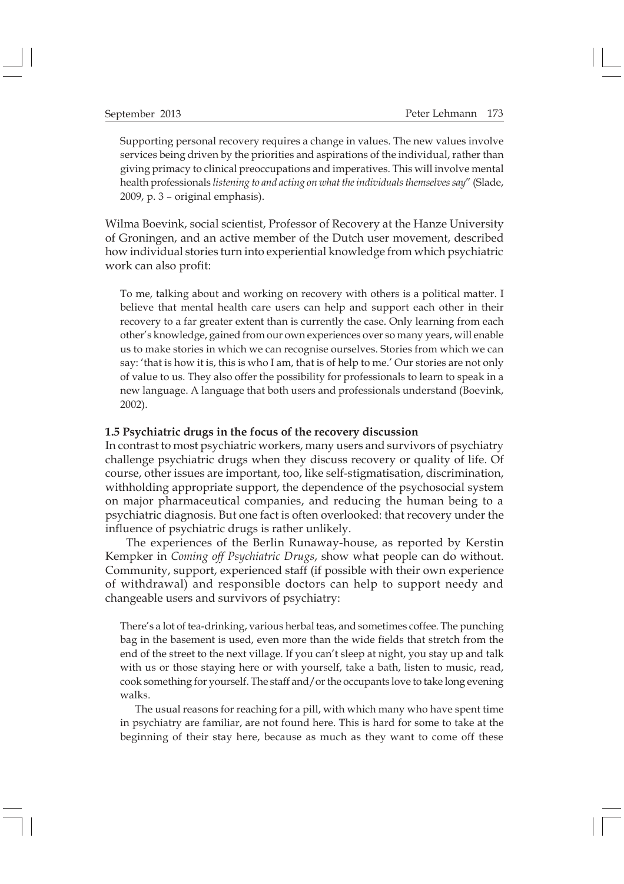> Supporting personal recovery requires a change in values. The new values involve services being driven by the priorities and aspirations of the individual, rather than giving primacy to clinical preoccupations and imperatives. This will involve mental health professionals *listening to and acting on what the individuals themselves say*" (Slade, 2009, p. 3 – original emphasis).

Wilma Boevink, social scientist, Professor of Recovery at the Hanze University of Groningen, and an active member of the Dutch user movement, described how individual stories turn into experiential knowledge from which psychiatric work can also profit:

> To me, talking about and working on recovery with others is a political matter. I believe that mental health care users can help and support each other in their recovery to a far greater extent than is currently the case. Only learning from each other's knowledge, gained from our own experiences over so many years, will enable us to make stories in which we can recognise ourselves. Stories from which we can say: 'that is how it is, this is who I am, that is of help to me.' Our stories are not only of value to us. They also offer the possibility for professionals to learn to speak in a new language. A language that both users and professionals understand (Boevink, 2002).

### 1.5 Psychiatric drugs in the focus of the recovery discussion

In contrast to most psychiatric workers, many users and survivors of psychiatry challenge psychiatric drugs when they discuss recovery or quality of life. Of course, other issues are important, too, like self-stigmatisation, discrimination, withholding appropriate support, the dependence of the psychosocial system on major pharmaceutical companies, and reducing the human being to a psychiatric diagnosis. But one fact is often overlooked: that recovery under the influence of psychiatric drugs is rather unlikely.

The experiences of the Berlin Runaway-house, as reported by Kerstin Kempker in *Coming off Psychiatric Drugs*, show what people can do without. Community, support, experienced staff (if possible with their own experience of withdrawal) and responsible doctors can help to support needy and changeable users and survivors of psychiatry:

> There's a lot of tea-drinking, various herbal teas, and sometimes coffee. The punching bag in the basement is used, even more than the wide fields that stretch from the end of the street to the next village. If you can't sleep at night, you stay up and talk with us or those staying here or with yourself, take a bath, listen to music, read, cook something for yourself. The staff and/or the occupants love to take long evening walks.
>
> The usual reasons for reaching for a pill, with which many who have spent time in psychiatry are familiar, are not found here. This is hard for some to take at the beginning of their stay here, because as much as they want to come off these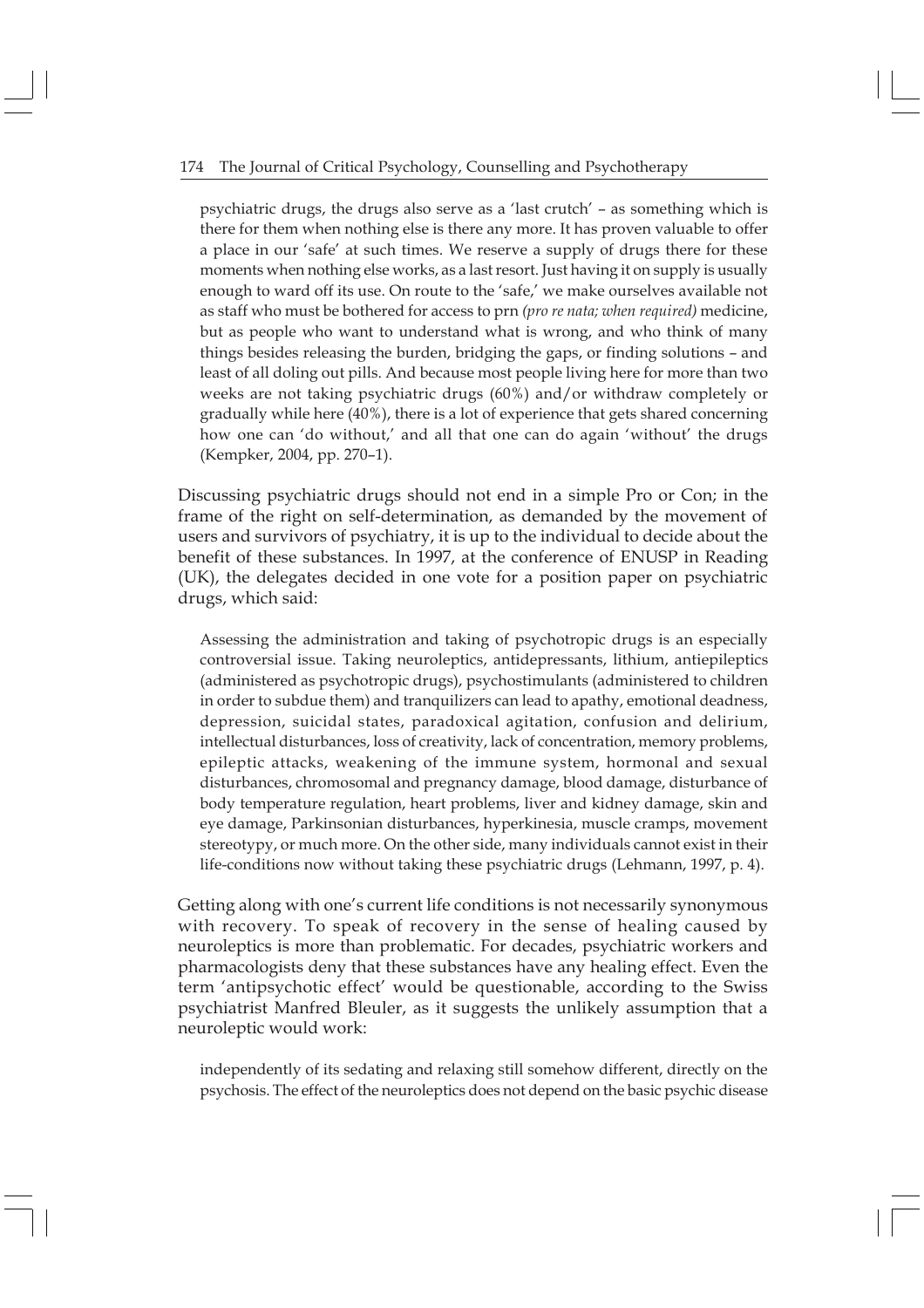> psychiatric drugs, the drugs also serve as a 'last crutch' – as something which is there for them when nothing else is there any more. It has proven valuable to offer a place in our 'safe' at such times. We reserve a supply of drugs there for these moments when nothing else works, as a last resort. Just having it on supply is usually enough to ward off its use. On route to the 'safe,' we make ourselves available not as staff who must be bothered for access to prn *(pro re nata; when required)* medicine, but as people who want to understand what is wrong, and who think of many things besides releasing the burden, bridging the gaps, or finding solutions – and least of all doling out pills. And because most people living here for more than two weeks are not taking psychiatric drugs (60%) and/or withdraw completely or gradually while here (40%), there is a lot of experience that gets shared concerning how one can 'do without,' and all that one can do again 'without' the drugs (Kempker, 2004, pp. 270–1).

Discussing psychiatric drugs should not end in a simple Pro or Con; in the frame of the right on self-determination, as demanded by the movement of users and survivors of psychiatry, it is up to the individual to decide about the benefit of these substances. In 1997, at the conference of ENUSP in Reading (UK), the delegates decided in one vote for a position paper on psychiatric drugs, which said:

> Assessing the administration and taking of psychotropic drugs is an especially controversial issue. Taking neuroleptics, antidepressants, lithium, antiepileptics (administered as psychotropic drugs), psychostimulants (administered to children in order to subdue them) and tranquilizers can lead to apathy, emotional deadness, depression, suicidal states, paradoxical agitation, confusion and delirium, intellectual disturbances, loss of creativity, lack of concentration, memory problems, epileptic attacks, weakening of the immune system, hormonal and sexual disturbances, chromosomal and pregnancy damage, blood damage, disturbance of body temperature regulation, heart problems, liver and kidney damage, skin and eye damage, Parkinsonian disturbances, hyperkinesia, muscle cramps, movement stereotypy, or much more. On the other side, many individuals cannot exist in their life-conditions now without taking these psychiatric drugs (Lehmann, 1997, p. 4).

Getting along with one's current life conditions is not necessarily synonymous with recovery. To speak of recovery in the sense of healing caused by neuroleptics is more than problematic. For decades, psychiatric workers and pharmacologists deny that these substances have any healing effect. Even the term 'antipsychotic effect' would be questionable, according to the Swiss psychiatrist Manfred Bleuler, as it suggests the unlikely assumption that a neuroleptic would work:

> independently of its sedating and relaxing still somehow different, directly on the psychosis. The effect of the neuroleptics does not depend on the basic psychic disease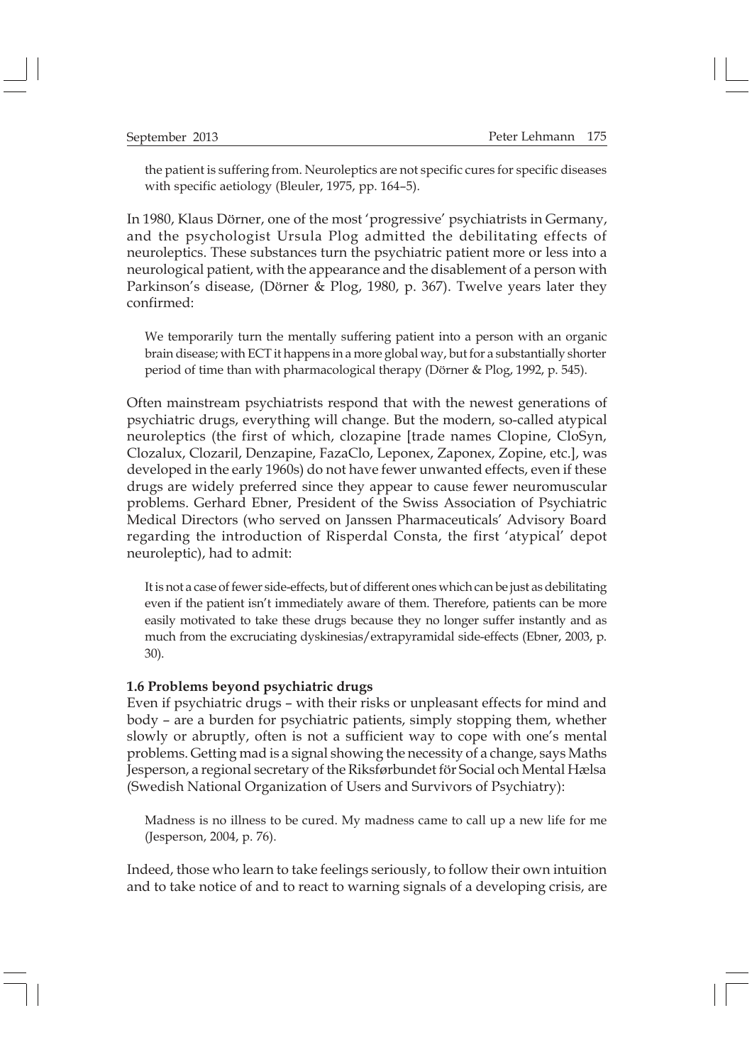> the patient is suffering from. Neuroleptics are not specific cures for specific diseases with specific aetiology (Bleuler, 1975, pp. 164–5).

In 1980, Klaus Dörner, one of the most 'progressive' psychiatrists in Germany, and the psychologist Ursula Plog admitted the debilitating effects of neuroleptics. These substances turn the psychiatric patient more or less into a neurological patient, with the appearance and the disablement of a person with Parkinson's disease, (Dörner & Plog, 1980, p. 367). Twelve years later they confirmed:

> We temporarily turn the mentally suffering patient into a person with an organic brain disease; with ECT it happens in a more global way, but for a substantially shorter period of time than with pharmacological therapy (Dörner & Plog, 1992, p. 545).

Often mainstream psychiatrists respond that with the newest generations of psychiatric drugs, everything will change. But the modern, so-called atypical neuroleptics (the first of which, clozapine [trade names Clopine, CloSyn, Clozalux, Clozaril, Denzapine, FazaClo, Leponex, Zaponex, Zopine, etc.], was developed in the early 1960s) do not have fewer unwanted effects, even if these drugs are widely preferred since they appear to cause fewer neuromuscular problems. Gerhard Ebner, President of the Swiss Association of Psychiatric Medical Directors (who served on Janssen Pharmaceuticals' Advisory Board regarding the introduction of Risperdal Consta, the first 'atypical' depot neuroleptic), had to admit:

> It is not a case of fewer side-effects, but of different ones which can be just as debilitating even if the patient isn't immediately aware of them. Therefore, patients can be more easily motivated to take these drugs because they no longer suffer instantly and as much from the excruciating dyskinesias/extrapyramidal side-effects (Ebner, 2003, p. 30).

### 1.6 Problems beyond psychiatric drugs

Even if psychiatric drugs – with their risks or unpleasant effects for mind and body – are a burden for psychiatric patients, simply stopping them, whether slowly or abruptly, often is not a sufficient way to cope with one's mental problems. Getting mad is a signal showing the necessity of a change, says Maths Jesperson, a regional secretary of the Riksførbundet för Social och Mental Hælsa (Swedish National Organization of Users and Survivors of Psychiatry):

> Madness is no illness to be cured. My madness came to call up a new life for me (Jesperson, 2004, p. 76).

Indeed, those who learn to take feelings seriously, to follow their own intuition and to take notice of and to react to warning signals of a developing crisis, are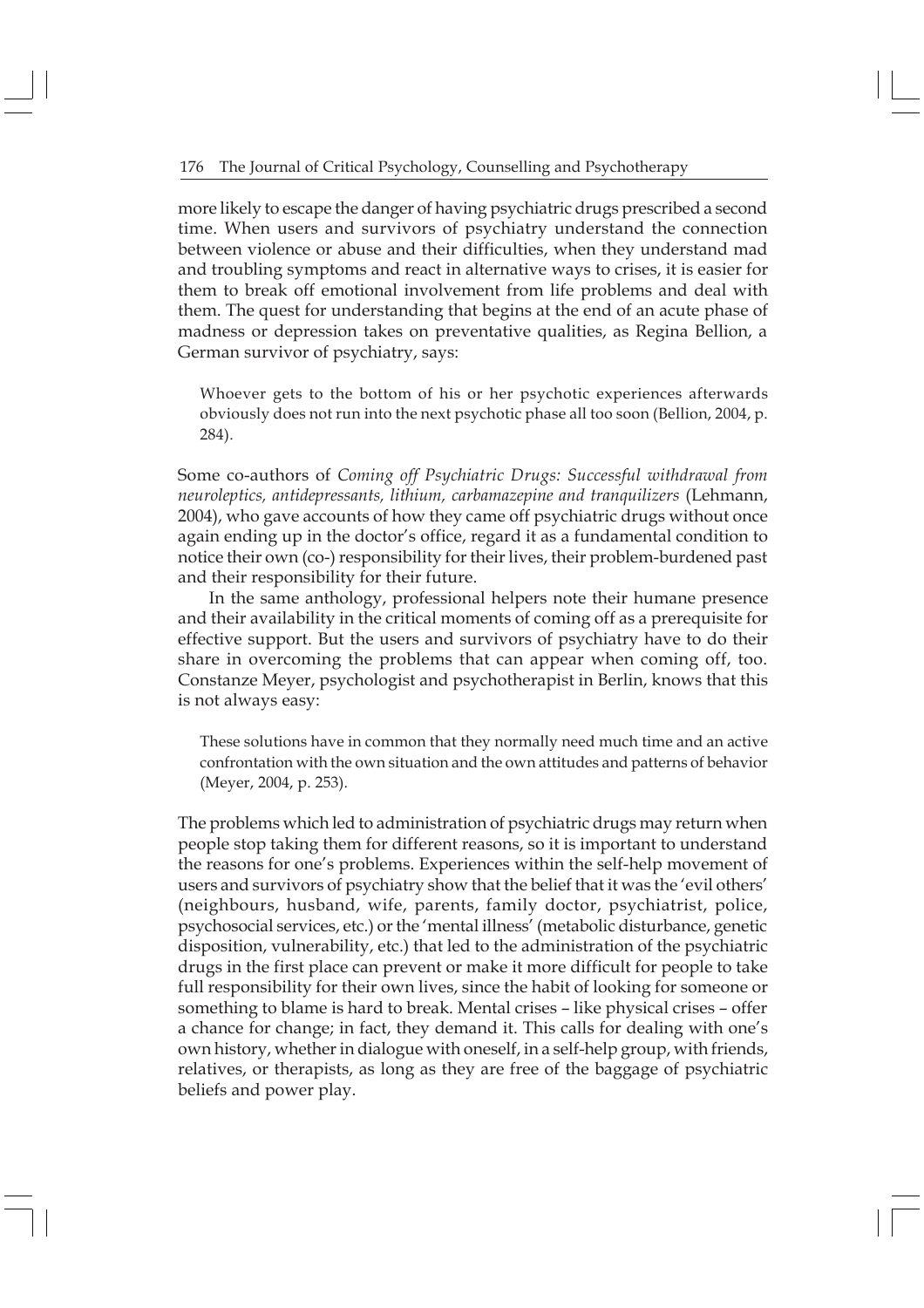more likely to escape the danger of having psychiatric drugs prescribed a second time. When users and survivors of psychiatry understand the connection between violence or abuse and their difficulties, when they understand mad and troubling symptoms and react in alternative ways to crises, it is easier for them to break off emotional involvement from life problems and deal with them. The quest for understanding that begins at the end of an acute phase of madness or depression takes on preventative qualities, as Regina Bellion, a German survivor of psychiatry, says:

> Whoever gets to the bottom of his or her psychotic experiences afterwards obviously does not run into the next psychotic phase all too soon (Bellion, 2004, p. 284).

Some co-authors of *Coming off Psychiatric Drugs: Successful withdrawal from neuroleptics, antidepressants, lithium, carbamazepine and tranquilizers* (Lehmann, 2004), who gave accounts of how they came off psychiatric drugs without once again ending up in the doctor's office, regard it as a fundamental condition to notice their own (co-) responsibility for their lives, their problem-burdened past and their responsibility for their future.

In the same anthology, professional helpers note their humane presence and their availability in the critical moments of coming off as a prerequisite for effective support. But the users and survivors of psychiatry have to do their share in overcoming the problems that can appear when coming off, too. Constanze Meyer, psychologist and psychotherapist in Berlin, knows that this is not always easy:

> These solutions have in common that they normally need much time and an active confrontation with the own situation and the own attitudes and patterns of behavior (Meyer, 2004, p. 253).

The problems which led to administration of psychiatric drugs may return when people stop taking them for different reasons, so it is important to understand the reasons for one's problems. Experiences within the self-help movement of users and survivors of psychiatry show that the belief that it was the 'evil others' (neighbours, husband, wife, parents, family doctor, psychiatrist, police, psychosocial services, etc.) or the 'mental illness' (metabolic disturbance, genetic disposition, vulnerability, etc.) that led to the administration of the psychiatric drugs in the first place can prevent or make it more difficult for people to take full responsibility for their own lives, since the habit of looking for someone or something to blame is hard to break. Mental crises – like physical crises – offer a chance for change; in fact, they demand it. This calls for dealing with one's own history, whether in dialogue with oneself, in a self-help group, with friends, relatives, or therapists, as long as they are free of the baggage of psychiatric beliefs and power play.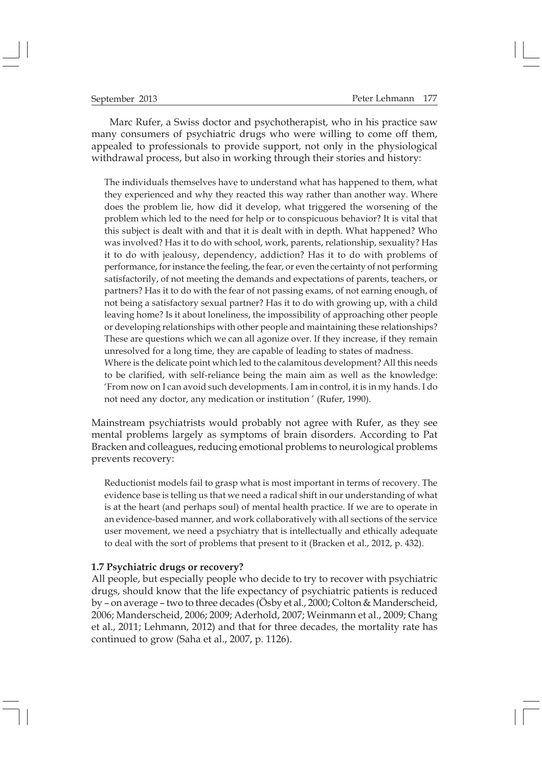Marc Rufer, a Swiss doctor and psychotherapist, who in his practice saw many consumers of psychiatric drugs who were willing to come off them, appealed to professionals to provide support, not only in the physiological withdrawal process, but also in working through their stories and history:

> The individuals themselves have to understand what has happened to them, what they experienced and why they reacted this way rather than another way. Where does the problem lie, how did it develop, what triggered the worsening of the problem which led to the need for help or to conspicuous behavior? It is vital that this subject is dealt with and that it is dealt with in depth. What happened? Who was involved? Has it to do with school, work, parents, relationship, sexuality? Has it to do with jealousy, dependency, addiction? Has it to do with problems of performance, for instance the feeling, the fear, or even the certainty of not performing satisfactorily, of not meeting the demands and expectations of parents, teachers, or partners? Has it to do with the fear of not passing exams, of not earning enough, of not being a satisfactory sexual partner? Has it to do with growing up, with a child leaving home? Is it about loneliness, the impossibility of approaching other people or developing relationships with other people and maintaining these relationships? These are questions which we can all agonize over. If they increase, if they remain unresolved for a long time, they are capable of leading to states of madness.
> Where is the delicate point which led to the calamitous development? All this needs to be clarified, with self-reliance being the main aim as well as the knowledge: 'From now on I can avoid such developments. I am in control, it is in my hands. I do not need any doctor, any medication or institution ' (Rufer, 1990).

Mainstream psychiatrists would probably not agree with Rufer, as they see mental problems largely as symptoms of brain disorders. According to Pat Bracken and colleagues, reducing emotional problems to neurological problems prevents recovery:

> Reductionist models fail to grasp what is most important in terms of recovery. The evidence base is telling us that we need a radical shift in our understanding of what is at the heart (and perhaps soul) of mental health practice. If we are to operate in an evidence-based manner, and work collaboratively with all sections of the service user movement, we need a psychiatry that is intellectually and ethically adequate to deal with the sort of problems that present to it (Bracken et al., 2012, p. 432).

### 1.7 Psychiatric drugs or recovery?

All people, but especially people who decide to try to recover with psychiatric drugs, should know that the life expectancy of psychiatric patients is reduced by – on average – two to three decades (Ösby et al., 2000; Colton & Manderscheid, 2006; Manderscheid, 2006; 2009; Aderhold, 2007; Weinmann et al., 2009; Chang et al., 2011; Lehmann, 2012) and that for three decades, the mortality rate has continued to grow (Saha et al., 2007, p. 1126).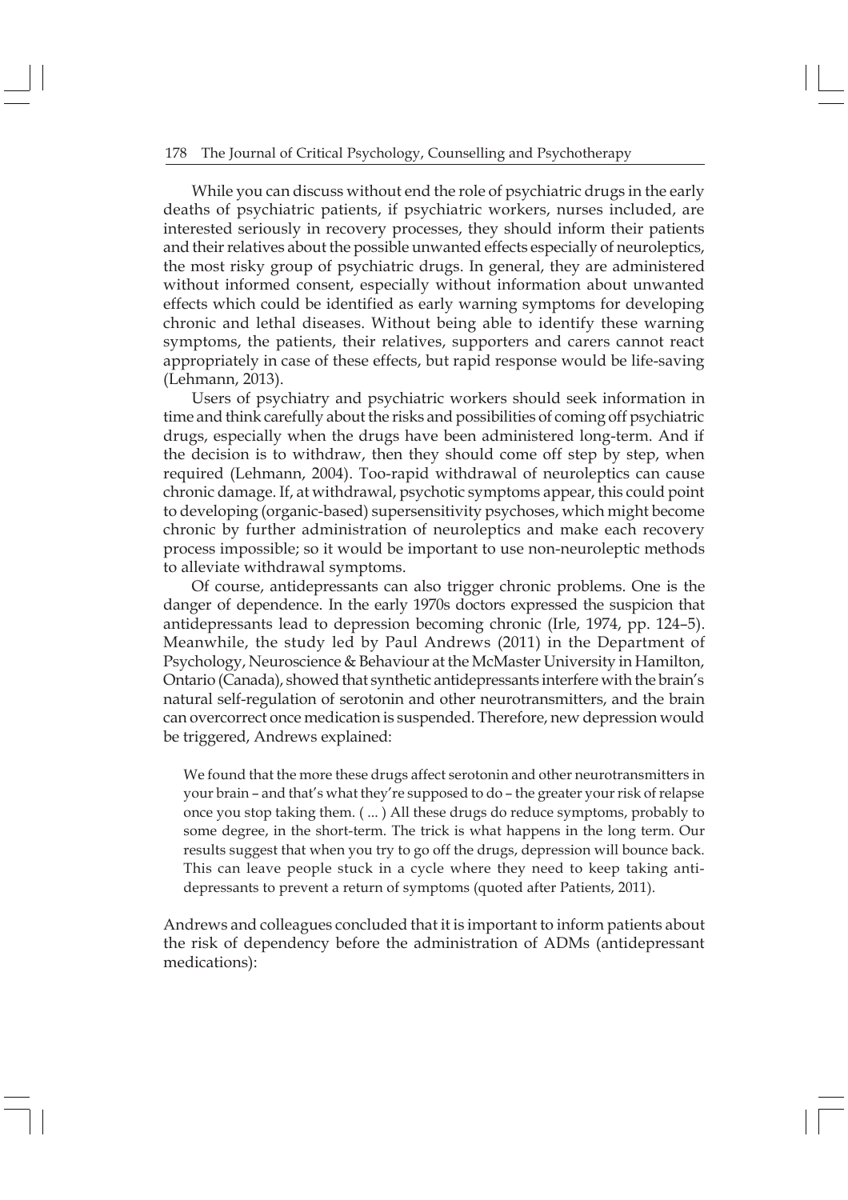While you can discuss without end the role of psychiatric drugs in the early deaths of psychiatric patients, if psychiatric workers, nurses included, are interested seriously in recovery processes, they should inform their patients and their relatives about the possible unwanted effects especially of neuroleptics, the most risky group of psychiatric drugs. In general, they are administered without informed consent, especially without information about unwanted effects which could be identified as early warning symptoms for developing chronic and lethal diseases. Without being able to identify these warning symptoms, the patients, their relatives, supporters and carers cannot react appropriately in case of these effects, but rapid response would be life-saving (Lehmann, 2013).

Users of psychiatry and psychiatric workers should seek information in time and think carefully about the risks and possibilities of coming off psychiatric drugs, especially when the drugs have been administered long-term. And if the decision is to withdraw, then they should come off step by step, when required (Lehmann, 2004). Too-rapid withdrawal of neuroleptics can cause chronic damage. If, at withdrawal, psychotic symptoms appear, this could point to developing (organic-based) supersensitivity psychoses, which might become chronic by further administration of neuroleptics and make each recovery process impossible; so it would be important to use non-neuroleptic methods to alleviate withdrawal symptoms.

Of course, antidepressants can also trigger chronic problems. One is the danger of dependence. In the early 1970s doctors expressed the suspicion that antidepressants lead to depression becoming chronic (Irle, 1974, pp. 124–5). Meanwhile, the study led by Paul Andrews (2011) in the Department of Psychology, Neuroscience & Behaviour at the McMaster University in Hamilton, Ontario (Canada), showed that synthetic antidepressants interfere with the brain's natural self-regulation of serotonin and other neurotransmitters, and the brain can overcorrect once medication is suspended. Therefore, new depression would be triggered, Andrews explained:

> We found that the more these drugs affect serotonin and other neurotransmitters in your brain – and that's what they're supposed to do – the greater your risk of relapse once you stop taking them. ( ... ) All these drugs do reduce symptoms, probably to some degree, in the short-term. The trick is what happens in the long term. Our results suggest that when you try to go off the drugs, depression will bounce back. This can leave people stuck in a cycle where they need to keep taking anti-depressants to prevent a return of symptoms (quoted after Patients, 2011).

Andrews and colleagues concluded that it is important to inform patients about the risk of dependency before the administration of ADMs (antidepressant medications):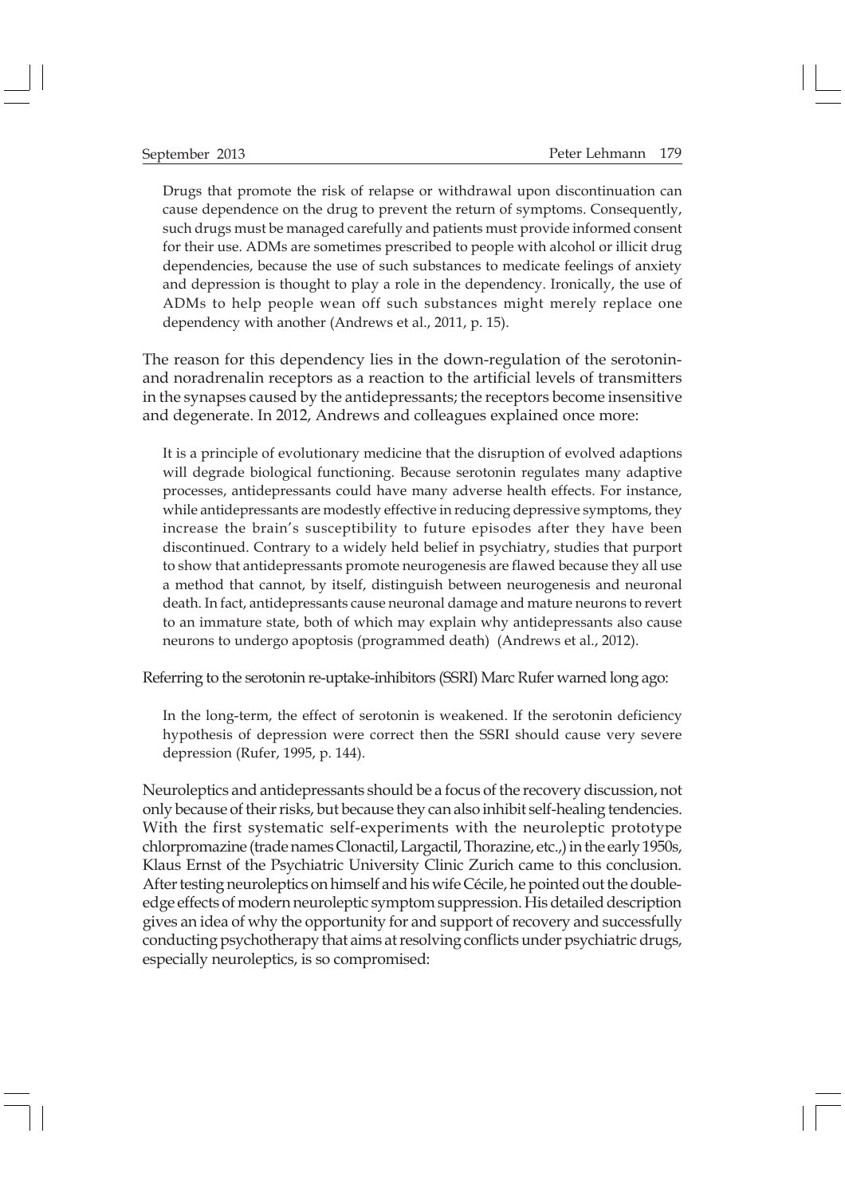> Drugs that promote the risk of relapse or withdrawal upon discontinuation can cause dependence on the drug to prevent the return of symptoms. Consequently, such drugs must be managed carefully and patients must provide informed consent for their use. ADMs are sometimes prescribed to people with alcohol or illicit drug dependencies, because the use of such substances to medicate feelings of anxiety and depression is thought to play a role in the dependency. Ironically, the use of ADMs to help people wean off such substances might merely replace one dependency with another (Andrews et al., 2011, p. 15).

The reason for this dependency lies in the down-regulation of the serotonin- and noradrenalin receptors as a reaction to the artificial levels of transmitters in the synapses caused by the antidepressants; the receptors become insensitive and degenerate. In 2012, Andrews and colleagues explained once more:

> It is a principle of evolutionary medicine that the disruption of evolved adaptions will degrade biological functioning. Because serotonin regulates many adaptive processes, antidepressants could have many adverse health effects. For instance, while antidepressants are modestly effective in reducing depressive symptoms, they increase the brain's susceptibility to future episodes after they have been discontinued. Contrary to a widely held belief in psychiatry, studies that purport to show that antidepressants promote neurogenesis are flawed because they all use a method that cannot, by itself, distinguish between neurogenesis and neuronal death. In fact, antidepressants cause neuronal damage and mature neurons to revert to an immature state, both of which may explain why antidepressants also cause neurons to undergo apoptosis (programmed death) (Andrews et al., 2012).

Referring to the serotonin re-uptake-inhibitors (SSRI) Marc Rufer warned long ago:

> In the long-term, the effect of serotonin is weakened. If the serotonin deficiency hypothesis of depression were correct then the SSRI should cause very severe depression (Rufer, 1995, p. 144).

Neuroleptics and antidepressants should be a focus of the recovery discussion, not only because of their risks, but because they can also inhibit self-healing tendencies. With the first systematic self-experiments with the neuroleptic prototype chlorpromazine (trade names Clonactil, Largactil, Thorazine, etc.,) in the early 1950s, Klaus Ernst of the Psychiatric University Clinic Zurich came to this conclusion. After testing neuroleptics on himself and his wife Cécile, he pointed out the double-edge effects of modern neuroleptic symptom suppression. His detailed description gives an idea of why the opportunity for and support of recovery and successfully conducting psychotherapy that aims at resolving conflicts under psychiatric drugs, especially neuroleptics, is so compromised: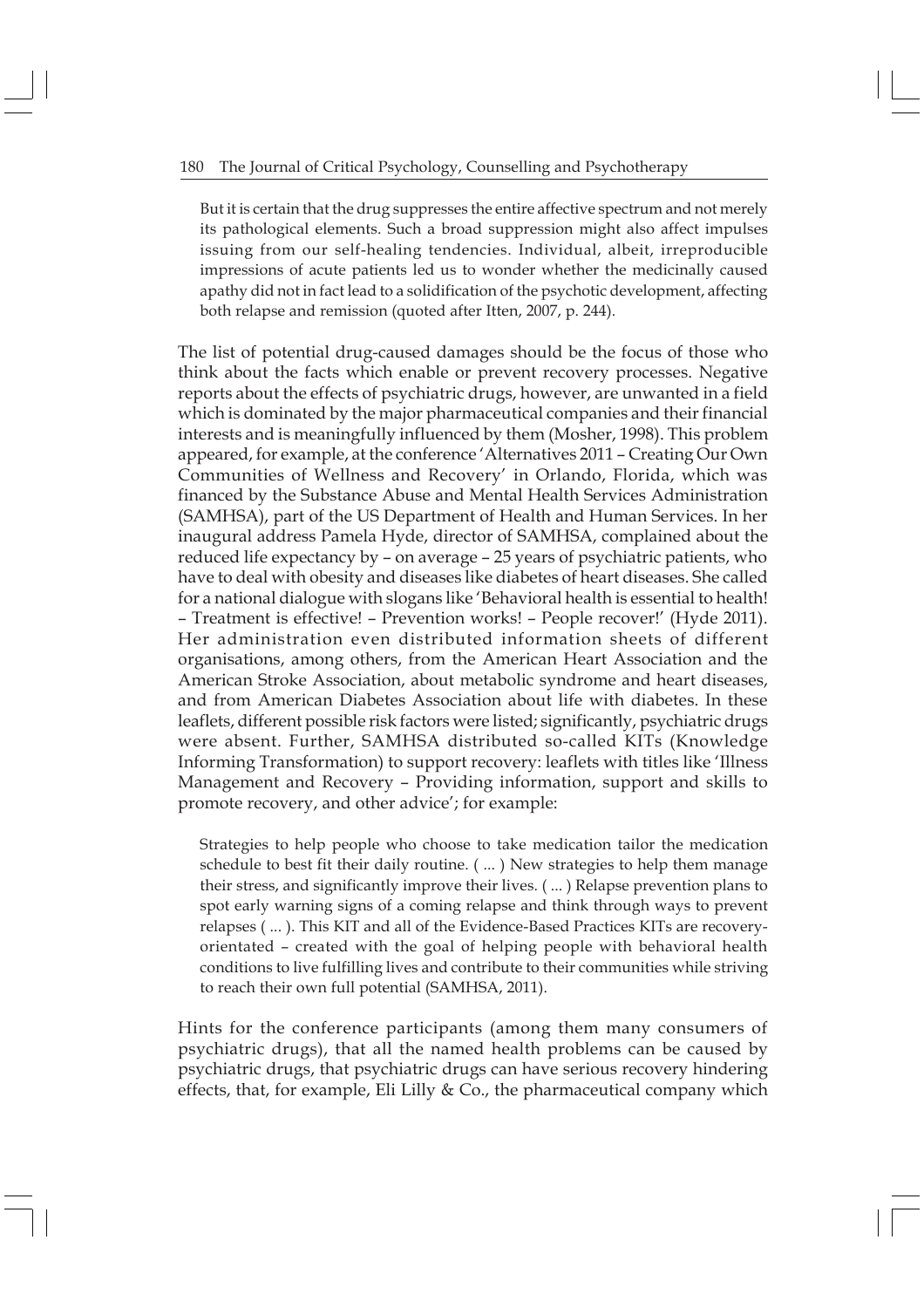> But it is certain that the drug suppresses the entire affective spectrum and not merely its pathological elements. Such a broad suppression might also affect impulses issuing from our self-healing tendencies. Individual, albeit, irreproducible impressions of acute patients led us to wonder whether the medicinally caused apathy did not in fact lead to a solidification of the psychotic development, affecting both relapse and remission (quoted after Itten, 2007, p. 244).

The list of potential drug-caused damages should be the focus of those who think about the facts which enable or prevent recovery processes. Negative reports about the effects of psychiatric drugs, however, are unwanted in a field which is dominated by the major pharmaceutical companies and their financial interests and is meaningfully influenced by them (Mosher, 1998). This problem appeared, for example, at the conference 'Alternatives 2011 – Creating Our Own Communities of Wellness and Recovery' in Orlando, Florida, which was financed by the Substance Abuse and Mental Health Services Administration (SAMHSA), part of the US Department of Health and Human Services. In her inaugural address Pamela Hyde, director of SAMHSA, complained about the reduced life expectancy by – on average – 25 years of psychiatric patients, who have to deal with obesity and diseases like diabetes of heart diseases. She called for a national dialogue with slogans like 'Behavioral health is essential to health! – Treatment is effective! – Prevention works! – People recover!' (Hyde 2011). Her administration even distributed information sheets of different organisations, among others, from the American Heart Association and the American Stroke Association, about metabolic syndrome and heart diseases, and from American Diabetes Association about life with diabetes. In these leaflets, different possible risk factors were listed; significantly, psychiatric drugs were absent. Further, SAMHSA distributed so-called KITs (Knowledge Informing Transformation) to support recovery: leaflets with titles like 'Illness Management and Recovery – Providing information, support and skills to promote recovery, and other advice'; for example:

> Strategies to help people who choose to take medication tailor the medication schedule to best fit their daily routine. ( ... ) New strategies to help them manage their stress, and significantly improve their lives. ( ... ) Relapse prevention plans to spot early warning signs of a coming relapse and think through ways to prevent relapses ( ... ). This KIT and all of the Evidence-Based Practices KITs are recovery-orientated – created with the goal of helping people with behavioral health conditions to live fulfilling lives and contribute to their communities while striving to reach their own full potential (SAMHSA, 2011).

Hints for the conference participants (among them many consumers of psychiatric drugs), that all the named health problems can be caused by psychiatric drugs, that psychiatric drugs can have serious recovery hindering effects, that, for example, Eli Lilly & Co., the pharmaceutical company which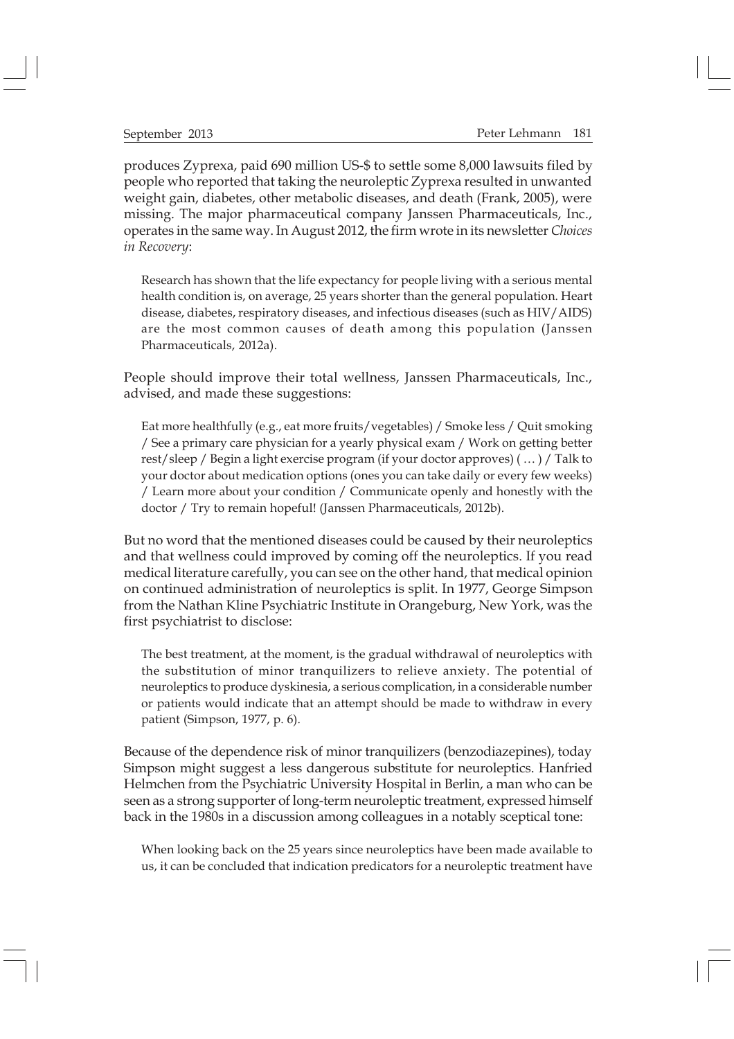produces Zyprexa, paid 690 million US-$ to settle some 8,000 lawsuits filed by people who reported that taking the neuroleptic Zyprexa resulted in unwanted weight gain, diabetes, other metabolic diseases, and death (Frank, 2005), were missing. The major pharmaceutical company Janssen Pharmaceuticals, Inc., operates in the same way. In August 2012, the firm wrote in its newsletter *Choices in Recovery*:

> Research has shown that the life expectancy for people living with a serious mental health condition is, on average, 25 years shorter than the general population. Heart disease, diabetes, respiratory diseases, and infectious diseases (such as HIV/AIDS) are the most common causes of death among this population (Janssen Pharmaceuticals, 2012a).

People should improve their total wellness, Janssen Pharmaceuticals, Inc., advised, and made these suggestions:

> Eat more healthfully (e.g., eat more fruits/vegetables) / Smoke less / Quit smoking / See a primary care physician for a yearly physical exam / Work on getting better rest/sleep / Begin a light exercise program (if your doctor approves) ( … ) / Talk to your doctor about medication options (ones you can take daily or every few weeks) / Learn more about your condition / Communicate openly and honestly with the doctor / Try to remain hopeful! (Janssen Pharmaceuticals, 2012b).

But no word that the mentioned diseases could be caused by their neuroleptics and that wellness could improved by coming off the neuroleptics. If you read medical literature carefully, you can see on the other hand, that medical opinion on continued administration of neuroleptics is split. In 1977, George Simpson from the Nathan Kline Psychiatric Institute in Orangeburg, New York, was the first psychiatrist to disclose:

> The best treatment, at the moment, is the gradual withdrawal of neuroleptics with the substitution of minor tranquilizers to relieve anxiety. The potential of neuroleptics to produce dyskinesia, a serious complication, in a considerable number or patients would indicate that an attempt should be made to withdraw in every patient (Simpson, 1977, p. 6).

Because of the dependence risk of minor tranquilizers (benzodiazepines), today Simpson might suggest a less dangerous substitute for neuroleptics. Hanfried Helmchen from the Psychiatric University Hospital in Berlin, a man who can be seen as a strong supporter of long-term neuroleptic treatment, expressed himself back in the 1980s in a discussion among colleagues in a notably sceptical tone:

> When looking back on the 25 years since neuroleptics have been made available to us, it can be concluded that indication predicators for a neuroleptic treatment have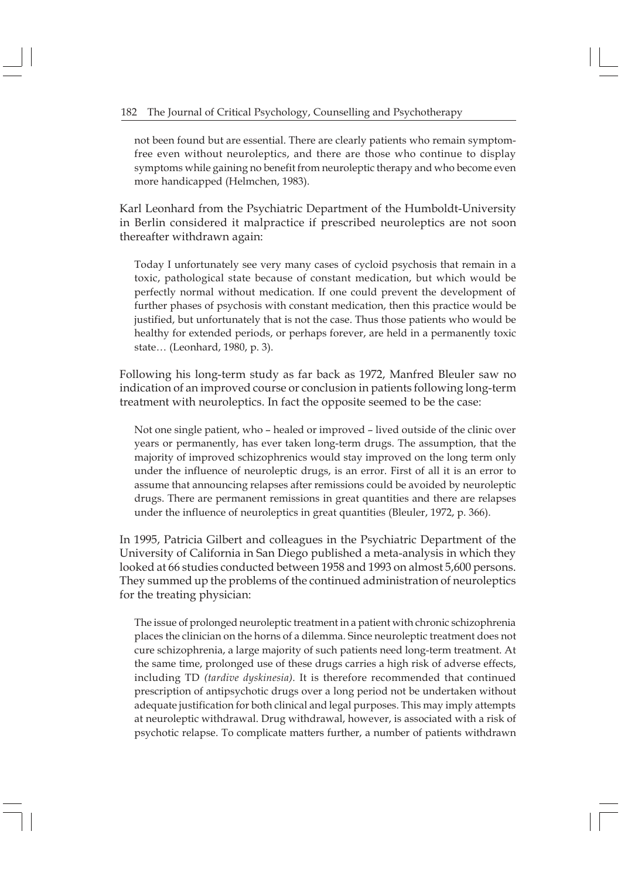> not been found but are essential. There are clearly patients who remain symptom-free even without neuroleptics, and there are those who continue to display symptoms while gaining no benefit from neuroleptic therapy and who become even more handicapped (Helmchen, 1983).

Karl Leonhard from the Psychiatric Department of the Humboldt-University in Berlin considered it malpractice if prescribed neuroleptics are not soon thereafter withdrawn again:

> Today I unfortunately see very many cases of cycloid psychosis that remain in a toxic, pathological state because of constant medication, but which would be perfectly normal without medication. If one could prevent the development of further phases of psychosis with constant medication, then this practice would be justified, but unfortunately that is not the case. Thus those patients who would be healthy for extended periods, or perhaps forever, are held in a permanently toxic state… (Leonhard, 1980, p. 3).

Following his long-term study as far back as 1972, Manfred Bleuler saw no indication of an improved course or conclusion in patients following long-term treatment with neuroleptics. In fact the opposite seemed to be the case:

> Not one single patient, who – healed or improved – lived outside of the clinic over years or permanently, has ever taken long-term drugs. The assumption, that the majority of improved schizophrenics would stay improved on the long term only under the influence of neuroleptic drugs, is an error. First of all it is an error to assume that announcing relapses after remissions could be avoided by neuroleptic drugs. There are permanent remissions in great quantities and there are relapses under the influence of neuroleptics in great quantities (Bleuler, 1972, p. 366).

In 1995, Patricia Gilbert and colleagues in the Psychiatric Department of the University of California in San Diego published a meta-analysis in which they looked at 66 studies conducted between 1958 and 1993 on almost 5,600 persons. They summed up the problems of the continued administration of neuroleptics for the treating physician:

> The issue of prolonged neuroleptic treatment in a patient with chronic schizophrenia places the clinician on the horns of a dilemma. Since neuroleptic treatment does not cure schizophrenia, a large majority of such patients need long-term treatment. At the same time, prolonged use of these drugs carries a high risk of adverse effects, including TD *(tardive dyskinesia)*. It is therefore recommended that continued prescription of antipsychotic drugs over a long period not be undertaken without adequate justification for both clinical and legal purposes. This may imply attempts at neuroleptic withdrawal. Drug withdrawal, however, is associated with a risk of psychotic relapse. To complicate matters further, a number of patients withdrawn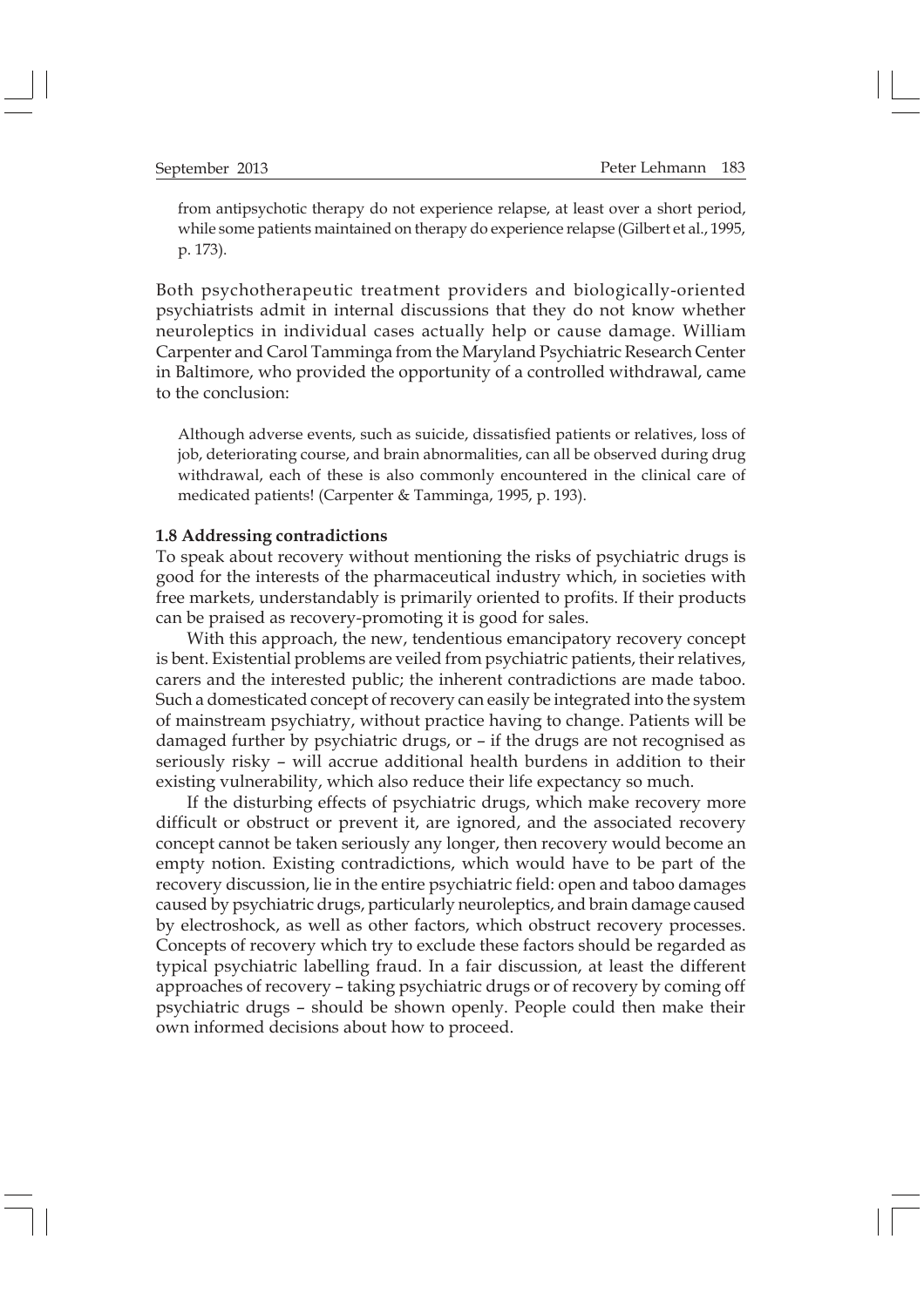from antipsychotic therapy do not experience relapse, at least over a short period, while some patients maintained on therapy do experience relapse (Gilbert et al., 1995, p. 173).

Both psychotherapeutic treatment providers and biologically-oriented psychiatrists admit in internal discussions that they do not know whether neuroleptics in individual cases actually help or cause damage. William Carpenter and Carol Tamminga from the Maryland Psychiatric Research Center in Baltimore, who provided the opportunity of a controlled withdrawal, came to the conclusion:

> Although adverse events, such as suicide, dissatisfied patients or relatives, loss of job, deteriorating course, and brain abnormalities, can all be observed during drug withdrawal, each of these is also commonly encountered in the clinical care of medicated patients! (Carpenter & Tamminga, 1995, p. 193).

### 1.8 Addressing contradictions

To speak about recovery without mentioning the risks of psychiatric drugs is good for the interests of the pharmaceutical industry which, in societies with free markets, understandably is primarily oriented to profits. If their products can be praised as recovery-promoting it is good for sales.

With this approach, the new, tendentious emancipatory recovery concept is bent. Existential problems are veiled from psychiatric patients, their relatives, carers and the interested public; the inherent contradictions are made taboo. Such a domesticated concept of recovery can easily be integrated into the system of mainstream psychiatry, without practice having to change. Patients will be damaged further by psychiatric drugs, or – if the drugs are not recognised as seriously risky – will accrue additional health burdens in addition to their existing vulnerability, which also reduce their life expectancy so much.

If the disturbing effects of psychiatric drugs, which make recovery more difficult or obstruct or prevent it, are ignored, and the associated recovery concept cannot be taken seriously any longer, then recovery would become an empty notion. Existing contradictions, which would have to be part of the recovery discussion, lie in the entire psychiatric field: open and taboo damages caused by psychiatric drugs, particularly neuroleptics, and brain damage caused by electroshock, as well as other factors, which obstruct recovery processes. Concepts of recovery which try to exclude these factors should be regarded as typical psychiatric labelling fraud. In a fair discussion, at least the different approaches of recovery – taking psychiatric drugs or of recovery by coming off psychiatric drugs – should be shown openly. People could then make their own informed decisions about how to proceed.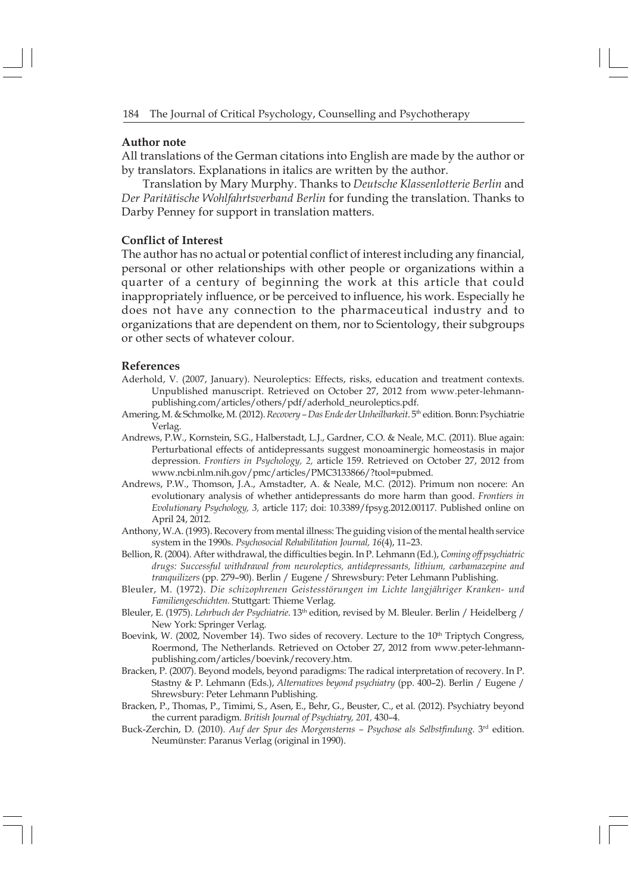## Author note

All translations of the German citations into English are made by the author or by translators. Explanations in italics are written by the author.

Translation by Mary Murphy. Thanks to *Deutsche Klassenlotterie Berlin* and *Der Paritätische Wohlfahrtsverband Berlin* for funding the translation. Thanks to Darby Penney for support in translation matters.

## Conflict of Interest

The author has no actual or potential conflict of interest including any financial, personal or other relationships with other people or organizations within a quarter of a century of beginning the work at this article that could inappropriately influence, or be perceived to influence, his work. Especially he does not have any connection to the pharmaceutical industry and to organizations that are dependent on them, nor to Scientology, their subgroups or other sects of whatever colour.

## References

Aderhold, V. (2007, January). Neuroleptics: Effects, risks, education and treatment contexts. Unpublished manuscript. Retrieved on October 27, 2012 from www.peter-lehmann-publishing.com/articles/others/pdf/aderhold_neuroleptics.pdf.

Amering, M. & Schmolke, M. (2012). *Recovery – Das Ende der Unheilbarkeit*. 5th edition. Bonn: Psychiatrie Verlag.

Andrews, P.W., Kornstein, S.G., Halberstadt, L.J., Gardner, C.O. & Neale, M.C. (2011). Blue again: Perturbational effects of antidepressants suggest monoaminergic homeostasis in major depression. *Frontiers in Psychology, 2,* article 159. Retrieved on October 27, 2012 from www.ncbi.nlm.nih.gov/pmc/articles/PMC3133866/?tool=pubmed.

Andrews, P.W., Thomson, J.A., Amstadter, A. & Neale, M.C. (2012). Primum non nocere: An evolutionary analysis of whether antidepressants do more harm than good. *Frontiers in Evolutionary Psychology, 3,* article 117; doi: 10.3389/fpsyg.2012.00117. Published online on April 24, 2012.

Anthony, W.A. (1993). Recovery from mental illness: The guiding vision of the mental health service system in the 1990s. *Psychosocial Rehabilitation Journal, 16*(4), 11–23.

Bellion, R. (2004). After withdrawal, the difficulties begin. In P. Lehmann (Ed.), *Coming off psychiatric drugs: Successful withdrawal from neuroleptics, antidepressants, lithium, carbamazepine and tranquilizers* (pp. 279–90). Berlin / Eugene / Shrewsbury: Peter Lehmann Publishing.

Bleuler, M. (1972). *Die schizophrenen Geistesstörungen im Lichte langjähriger Kranken- und Familiengeschichten*. Stuttgart: Thieme Verlag.

Bleuler, E. (1975). *Lehrbuch der Psychiatrie*. 13th edition, revised by M. Bleuler. Berlin / Heidelberg / New York: Springer Verlag.

Boevink, W. (2002, November 14). Two sides of recovery. Lecture to the 10th Triptych Congress, Roermond, The Netherlands. Retrieved on October 27, 2012 from www.peter-lehmann-publishing.com/articles/boevink/recovery.htm.

Bracken, P. (2007). Beyond models, beyond paradigms: The radical interpretation of recovery. In P. Stastny & P. Lehmann (Eds.), *Alternatives beyond psychiatry* (pp. 400–2). Berlin / Eugene / Shrewsbury: Peter Lehmann Publishing.

Bracken, P., Thomas, P., Timimi, S., Asen, E., Behr, G., Beuster, C., et al. (2012). Psychiatry beyond the current paradigm. *British Journal of Psychiatry, 201,* 430–4.

Buck-Zerchin, D. (2010). *Auf der Spur des Morgensterns – Psychose als Selbstfindung.* 3rd edition. Neumünster: Paranus Verlag (original in 1990).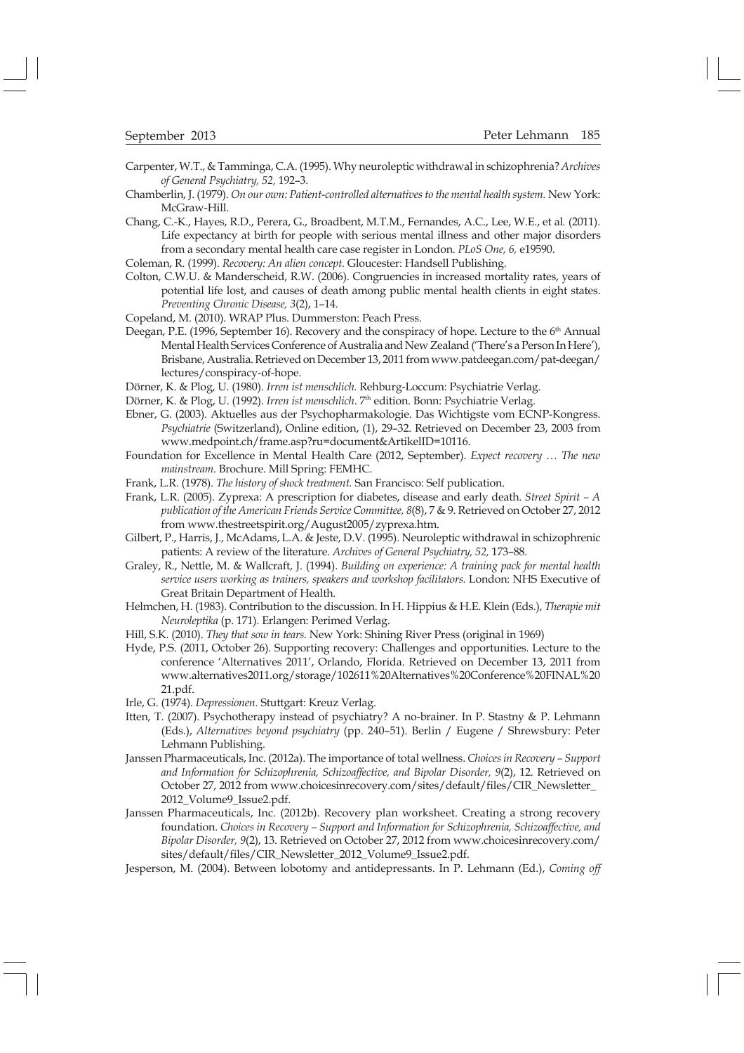Carpenter, W.T., & Tamminga, C.A. (1995). Why neuroleptic withdrawal in schizophrenia? *Archives of General Psychiatry, 52,* 192–3.

Chamberlin, J. (1979). *On our own: Patient-controlled alternatives to the mental health system.* New York: McGraw-Hill.

Chang, C.-K., Hayes, R.D., Perera, G., Broadbent, M.T.M., Fernandes, A.C., Lee, W.E., et al. (2011). Life expectancy at birth for people with serious mental illness and other major disorders from a secondary mental health care case register in London. *PLoS One, 6,* e19590.

Coleman, R. (1999). *Recovery: An alien concept.* Gloucester: Handsell Publishing.

Colton, C.W.U. & Manderscheid, R.W. (2006). Congruencies in increased mortality rates, years of potential life lost, and causes of death among public mental health clients in eight states. *Preventing Chronic Disease, 3*(2), 1–14.

Copeland, M. (2010). WRAP Plus. Dummerston: Peach Press.

Deegan, P.E. (1996, September 16). Recovery and the conspiracy of hope. Lecture to the 6th Annual Mental Health Services Conference of Australia and New Zealand ('There's a Person In Here'), Brisbane, Australia. Retrieved on December 13, 2011 from www.patdeegan.com/pat-deegan/lectures/conspiracy-of-hope.

Dörner, K. & Plog, U. (1980). *Irren ist menschlich.* Rehburg-Loccum: Psychiatrie Verlag.

Dörner, K. & Plog, U. (1992). *Irren ist menschlich.* 7th edition. Bonn: Psychiatrie Verlag.

Ebner, G. (2003). Aktuelles aus der Psychopharmakologie. Das Wichtigste vom ECNP-Kongress. *Psychiatrie* (Switzerland), Online edition, (1), 29–32. Retrieved on December 23, 2003 from www.medpoint.ch/frame.asp?ru=document&ArtikelID=10116.

Foundation for Excellence in Mental Health Care (2012, September). *Expect recovery … The new mainstream.* Brochure. Mill Spring: FEMHC.

Frank, L.R. (1978). *The history of shock treatment.* San Francisco: Self publication.

Frank, L.R. (2005). Zyprexa: A prescription for diabetes, disease and early death. *Street Spirit – A publication of the American Friends Service Committee, 8*(8), 7 & 9. Retrieved on October 27, 2012 from www.thestreetspirit.org/August2005/zyprexa.htm.

Gilbert, P., Harris, J., McAdams, L.A. & Jeste, D.V. (1995). Neuroleptic withdrawal in schizophrenic patients: A review of the literature. *Archives of General Psychiatry, 52,* 173–88.

Graley, R., Nettle, M. & Wallcraft, J. (1994). *Building on experience: A training pack for mental health service users working as trainers, speakers and workshop facilitators.* London: NHS Executive of Great Britain Department of Health.

Helmchen, H. (1983). Contribution to the discussion. In H. Hippius & H.E. Klein (Eds.), *Therapie mit Neuroleptika* (p. 171). Erlangen: Perimed Verlag.

Hill, S.K. (2010). *They that sow in tears.* New York: Shining River Press (original in 1969)

Hyde, P.S. (2011, October 26). Supporting recovery: Challenges and opportunities. Lecture to the conference 'Alternatives 2011', Orlando, Florida. Retrieved on December 13, 2011 from www.alternatives2011.org/storage/102611%20Alternatives%20Conference%20FINAL%2021.pdf.

Irle, G. (1974). *Depressionen.* Stuttgart: Kreuz Verlag.

Itten, T. (2007). Psychotherapy instead of psychiatry? A no-brainer. In P. Stastny & P. Lehmann (Eds.), *Alternatives beyond psychiatry* (pp. 240–51). Berlin / Eugene / Shrewsbury: Peter Lehmann Publishing.

Janssen Pharmaceuticals, Inc. (2012a). The importance of total wellness. *Choices in Recovery – Support and Information for Schizophrenia, Schizoaffective, and Bipolar Disorder, 9*(2), 12. Retrieved on October 27, 2012 from www.choicesinrecovery.com/sites/default/files/CIR_Newsletter_2012_Volume9_Issue2.pdf.

Janssen Pharmaceuticals, Inc. (2012b). Recovery plan worksheet. Creating a strong recovery foundation. *Choices in Recovery – Support and Information for Schizophrenia, Schizoaffective, and Bipolar Disorder, 9*(2), 13. Retrieved on October 27, 2012 from www.choicesinrecovery.com/sites/default/files/CIR_Newsletter_2012_Volume9_Issue2.pdf.

Jesperson, M. (2004). Between lobotomy and antidepressants. In P. Lehmann (Ed.), *Coming off*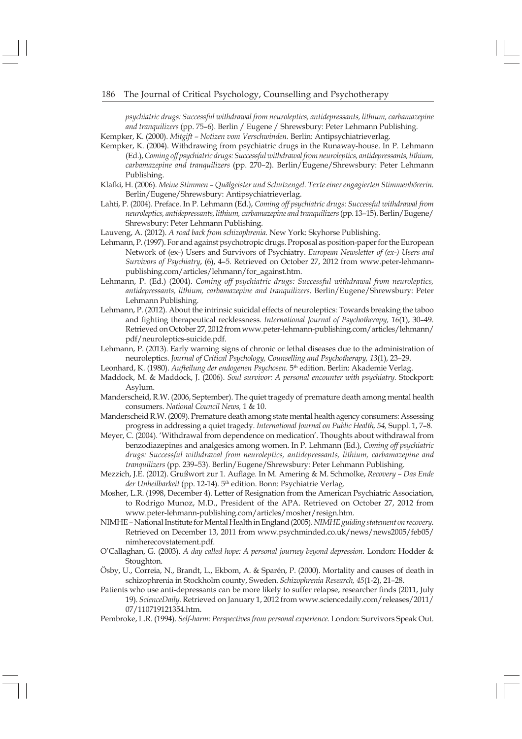*psychiatric drugs: Successful withdrawal from neuroleptics, antidepressants, lithium, carbamazepine and tranquilizers* (pp. 75–6). Berlin / Eugene / Shrewsbury: Peter Lehmann Publishing.

Kempker, K. (2000). *Mitgift – Notizen vom Verschwinden*. Berlin: Antipsychiatrieverlag.

Kempker, K. (2004). Withdrawing from psychiatric drugs in the Runaway-house. In P. Lehmann (Ed.), *Coming off psychiatric drugs: Successful withdrawal from neuroleptics, antidepressants, lithium, carbamazepine and tranquilizers* (pp. 270–2). Berlin/Eugene/Shrewsbury: Peter Lehmann Publishing.

Klafki, H. (2006). *Meine Stimmen – Quälgeister und Schutzengel. Texte einer engagierten Stimmenhörerin.* Berlin/Eugene/Shrewsbury: Antipsychiatrieverlag.

Lahti, P. (2004). Preface. In P. Lehmann (Ed.), *Coming off psychiatric drugs: Successful withdrawal from neuroleptics, antidepressants, lithium, carbamazepine and tranquilizers* (pp. 13–15). Berlin/Eugene/Shrewsbury: Peter Lehmann Publishing.

Lauveng, A. (2012). *A road back from schizophrenia.* New York: Skyhorse Publishing.

Lehmann, P. (1997). For and against psychotropic drugs. Proposal as position-paper for the European Network of (ex-) Users and Survivors of Psychiatry. *European Newsletter of (ex-) Users and Survivors of Psychiatry*, (6), 4–5. Retrieved on October 27, 2012 from www.peter-lehmann-publishing.com/articles/lehmann/for_against.htm.

Lehmann, P. (Ed.) (2004). *Coming off psychiatric drugs: Successful withdrawal from neuroleptics, antidepressants, lithium, carbamazepine and tranquilizers*. Berlin/Eugene/Shrewsbury: Peter Lehmann Publishing.

Lehmann, P. (2012). About the intrinsic suicidal effects of neuroleptics: Towards breaking the taboo and fighting therapeutical recklessness. *International Journal of Psychotherapy, 16*(1), 30–49. Retrieved on October 27, 2012 from www.peter-lehmann-publishing.com/articles/lehmann/pdf/neuroleptics-suicide.pdf.

Lehmann, P. (2013). Early warning signs of chronic or lethal diseases due to the administration of neuroleptics. *Journal of Critical Psychology, Counselling and Psychotherapy, 13*(1), 23–29.

Leonhard, K. (1980). *Aufteilung der endogenen Psychosen.* 5th edition. Berlin: Akademie Verlag.

Maddock, M. & Maddock, J. (2006). *Soul survivor: A personal encounter with psychiatry.* Stockport: Asylum.

Manderscheid, R.W. (2006, September). The quiet tragedy of premature death among mental health consumers. *National Council News,* 1 & 10.

Manderscheid R.W. (2009). Premature death among state mental health agency consumers: Assessing progress in addressing a quiet tragedy. *International Journal on Public Health, 54,* Suppl. 1, 7–8.

Meyer, C. (2004). 'Withdrawal from dependence on medication'. Thoughts about withdrawal from benzodiazepines and analgesics among women. In P. Lehmann (Ed.), *Coming off psychiatric drugs: Successful withdrawal from neuroleptics, antidepressants, lithium, carbamazepine and tranquilizers* (pp. 239–53). Berlin/Eugene/Shrewsbury: Peter Lehmann Publishing.

Mezzich, J.E. (2012). Grußwort zur 1. Auflage. In M. Amering & M. Schmolke, *Recovery – Das Ende der Unheilbarkeit* (pp. 12-14). 5th edition. Bonn: Psychiatrie Verlag.

Mosher, L.R. (1998, December 4). Letter of Resignation from the American Psychiatric Association, to Rodrigo Munoz, M.D., President of the APA. Retrieved on October 27, 2012 from www.peter-lehmann-publishing.com/articles/mosher/resign.htm.

NIMHE – National Institute for Mental Health in England (2005). *NIMHE guiding statement on recovery.* Retrieved on December 13, 2011 from www.psychminded.co.uk/news/news2005/feb05/nimherecovstatement.pdf.

O'Callaghan, G. (2003). *A day called hope: A personal journey beyond depression.* London: Hodder & Stoughton.

Ösby, U., Correia, N., Brandt, L., Ekbom, A. & Sparén, P. (2000). Mortality and causes of death in schizophrenia in Stockholm county, Sweden. *Schizophrenia Research, 45*(1-2), 21–28.

Patients who use anti-depressants can be more likely to suffer relapse, researcher finds (2011, July 19). *ScienceDaily*. Retrieved on January 1, 2012 from www.sciencedaily.com/releases/2011/07/110719121354.htm.

Pembroke, L.R. (1994). *Self-harm: Perspectives from personal experience.* London: Survivors Speak Out.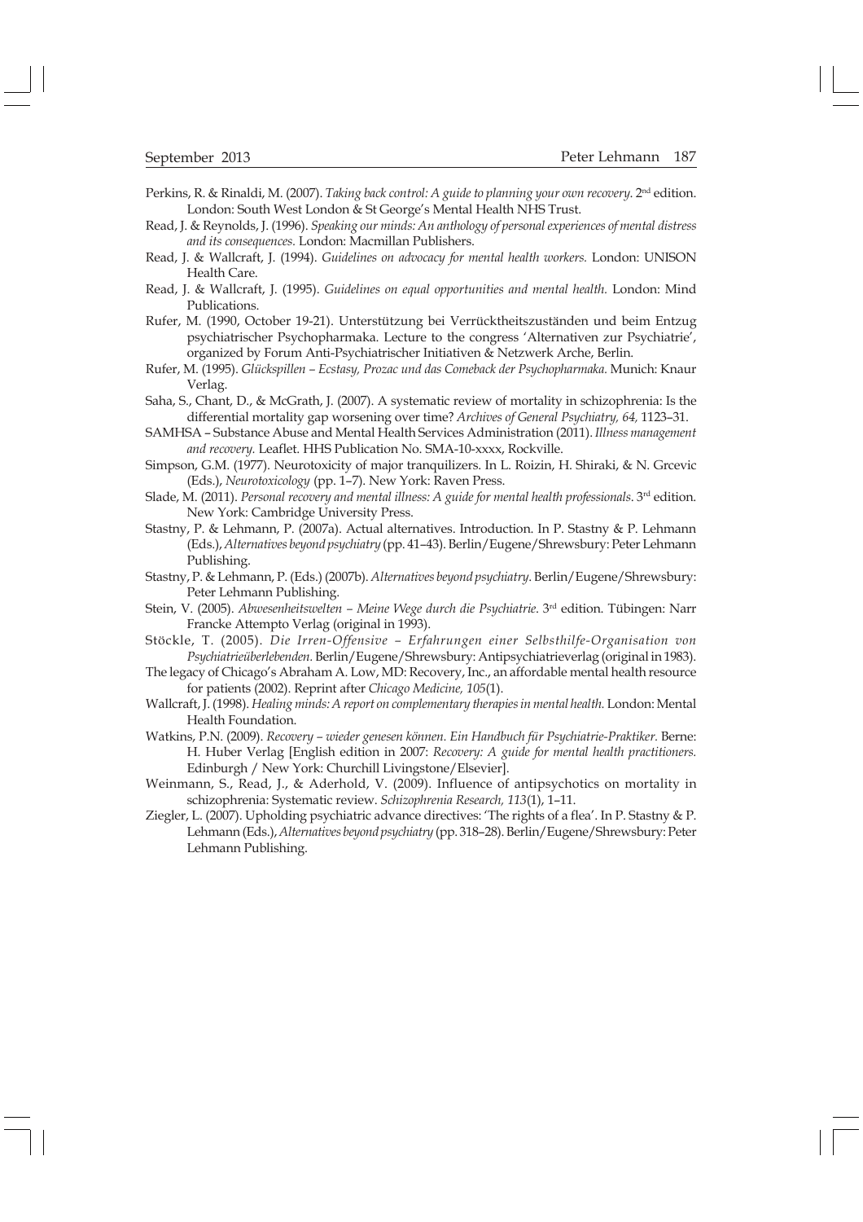Perkins, R. & Rinaldi, M. (2007). *Taking back control: A guide to planning your own recovery.* 2nd edition. London: South West London & St George's Mental Health NHS Trust.

Read, J. & Reynolds, J. (1996). *Speaking our minds: An anthology of personal experiences of mental distress and its consequences.* London: Macmillan Publishers.

Read, J. & Wallcraft, J. (1994). *Guidelines on advocacy for mental health workers.* London: UNISON Health Care.

Read, J. & Wallcraft, J. (1995). *Guidelines on equal opportunities and mental health.* London: Mind Publications.

Rufer, M. (1990, October 19-21). Unterstützung bei Verrücktheitszuständen und beim Entzug psychiatrischer Psychopharmaka. Lecture to the congress 'Alternativen zur Psychiatrie', organized by Forum Anti-Psychiatrischer Initiativen & Netzwerk Arche, Berlin.

Rufer, M. (1995). *Glückspillen – Ecstasy, Prozac und das Comeback der Psychopharmaka.* Munich: Knaur Verlag.

Saha, S., Chant, D., & McGrath, J. (2007). A systematic review of mortality in schizophrenia: Is the differential mortality gap worsening over time? *Archives of General Psychiatry, 64,* 1123–31.

SAMHSA – Substance Abuse and Mental Health Services Administration (2011). *Illness management and recovery.* Leaflet. HHS Publication No. SMA-10-xxxx, Rockville.

Simpson, G.M. (1977). Neurotoxicity of major tranquilizers. In L. Roizin, H. Shiraki, & N. Grcevic (Eds.), *Neurotoxicology* (pp. 1–7). New York: Raven Press.

Slade, M. (2011). *Personal recovery and mental illness: A guide for mental health professionals.* 3rd edition. New York: Cambridge University Press.

Stastny, P. & Lehmann, P. (2007a). Actual alternatives. Introduction. In P. Stastny & P. Lehmann (Eds.), *Alternatives beyond psychiatry* (pp. 41–43). Berlin/Eugene/Shrewsbury: Peter Lehmann Publishing.

Stastny, P. & Lehmann, P. (Eds.) (2007b). *Alternatives beyond psychiatry.* Berlin/Eugene/Shrewsbury: Peter Lehmann Publishing.

Stein, V. (2005). *Abwesenheitswelten – Meine Wege durch die Psychiatrie.* 3rd edition. Tübingen: Narr Francke Attempto Verlag (original in 1993).

Stöckle, T. (2005). *Die Irren-Offensive – Erfahrungen einer Selbsthilfe-Organisation von Psychiatrieüberlebenden.* Berlin/Eugene/Shrewsbury: Antipsychiatrieverlag (original in 1983).

The legacy of Chicago's Abraham A. Low, MD: Recovery, Inc., an affordable mental health resource for patients (2002). Reprint after *Chicago Medicine, 105*(1).

Wallcraft, J. (1998). *Healing minds: A report on complementary therapies in mental health.* London: Mental Health Foundation.

Watkins, P.N. (2009). *Recovery – wieder genesen können. Ein Handbuch für Psychiatrie-Praktiker.* Berne: H. Huber Verlag [English edition in 2007: *Recovery: A guide for mental health practitioners.* Edinburgh / New York: Churchill Livingstone/Elsevier].

Weinmann, S., Read, J., & Aderhold, V. (2009). Influence of antipsychotics on mortality in schizophrenia: Systematic review. *Schizophrenia Research, 113*(1), 1–11.

Ziegler, L. (2007). Upholding psychiatric advance directives: 'The rights of a flea'. In P. Stastny & P. Lehmann (Eds.), *Alternatives beyond psychiatry* (pp. 318–28). Berlin/Eugene/Shrewsbury: Peter Lehmann Publishing.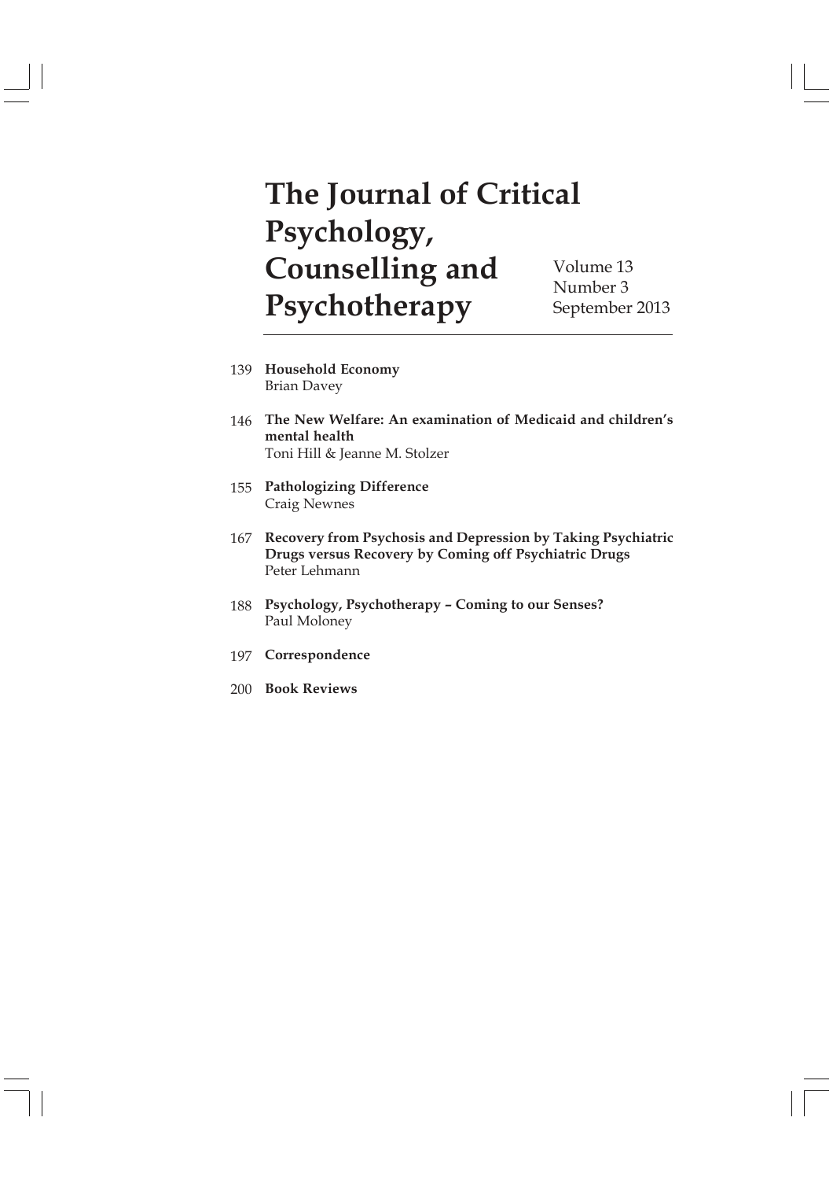# The Journal of Critical Psychology, Counselling and Psychotherapy

Volume 13
Number 3
September 2013

---

139 **Household Economy**
Brian Davey

146 **The New Welfare: An examination of Medicaid and children's mental health**
Toni Hill & Jeanne M. Stolzer

155 **Pathologizing Difference**
Craig Newnes

167 **Recovery from Psychosis and Depression by Taking Psychiatric Drugs versus Recovery by Coming off Psychiatric Drugs**
Peter Lehmann

188 **Psychology, Psychotherapy – Coming to our Senses?**
Paul Moloney

197 **Correspondence**

200 **Book Reviews**